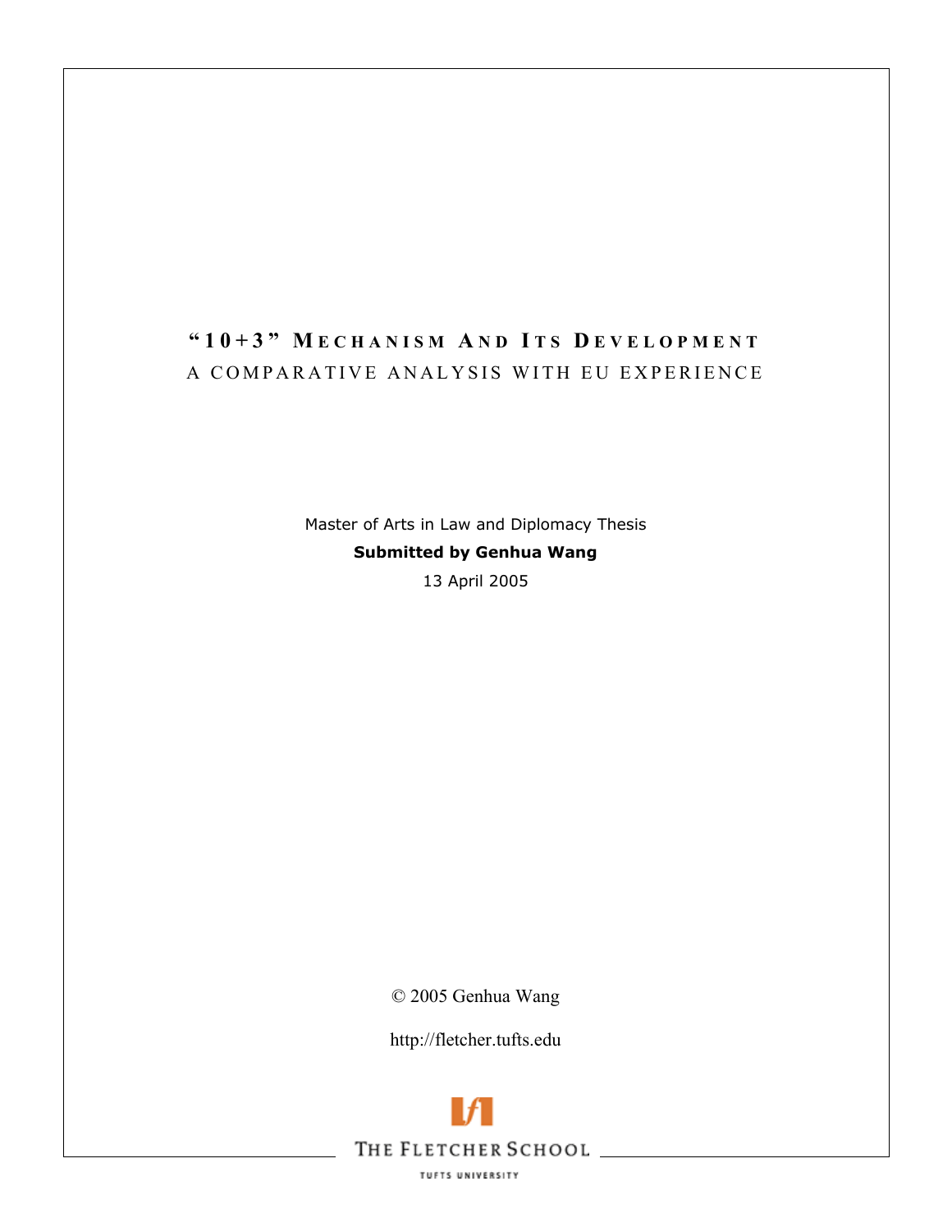# "10+3" Mechanism And Its Development

## A Comparative Analysis With EU Experience

Master of Arts in Law and Diplomacy Thesis

**Submitted by Genhua Wang**

13 April 2005

© 2005 Genhua Wang

http://fletcher.tufts.edu

THE FLETCHER SCHOOL

TUFTS UNIVERSITY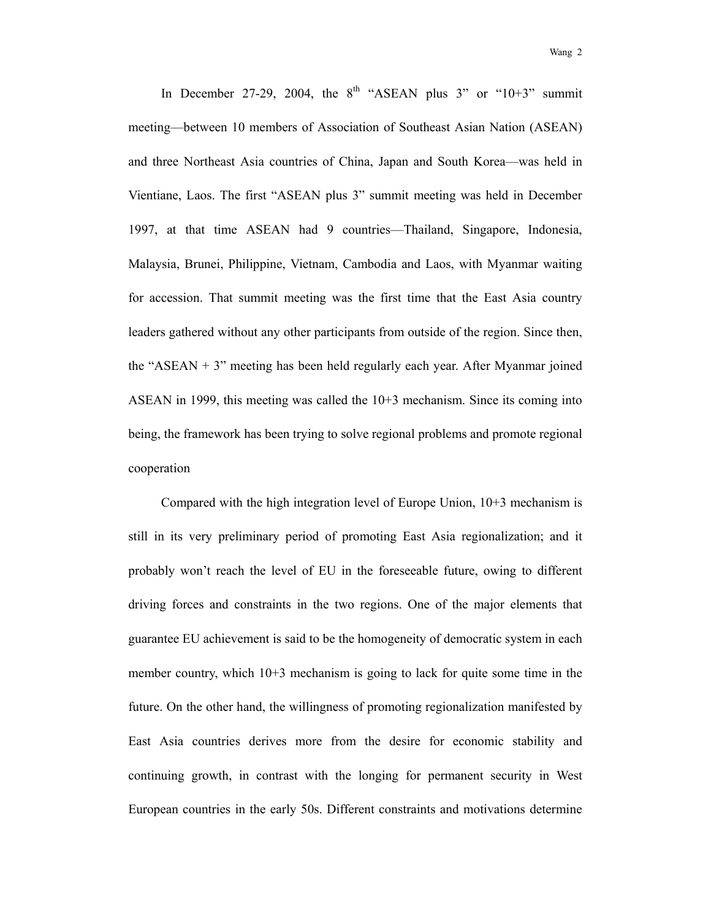In December 27-29, 2004, the 8th "ASEAN plus 3" or "10+3" summit meeting—between 10 members of Association of Southeast Asian Nation (ASEAN) and three Northeast Asia countries of China, Japan and South Korea—was held in Vientiane, Laos. The first "ASEAN plus 3" summit meeting was held in December 1997, at that time ASEAN had 9 countries—Thailand, Singapore, Indonesia, Malaysia, Brunei, Philippine, Vietnam, Cambodia and Laos, with Myanmar waiting for accession. That summit meeting was the first time that the East Asia country leaders gathered without any other participants from outside of the region. Since then, the "ASEAN + 3" meeting has been held regularly each year. After Myanmar joined ASEAN in 1999, this meeting was called the 10+3 mechanism. Since its coming into being, the framework has been trying to solve regional problems and promote regional cooperation

Compared with the high integration level of Europe Union, 10+3 mechanism is still in its very preliminary period of promoting East Asia regionalization; and it probably won't reach the level of EU in the foreseeable future, owing to different driving forces and constraints in the two regions. One of the major elements that guarantee EU achievement is said to be the homogeneity of democratic system in each member country, which 10+3 mechanism is going to lack for quite some time in the future. On the other hand, the willingness of promoting regionalization manifested by East Asia countries derives more from the desire for economic stability and continuing growth, in contrast with the longing for permanent security in West European countries in the early 50s. Different constraints and motivations determine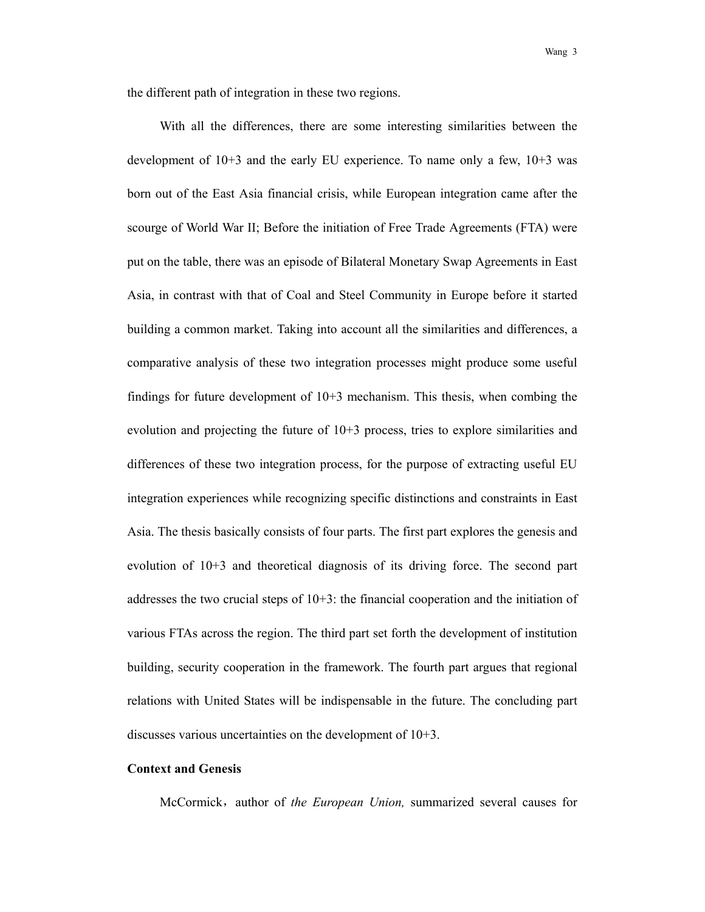the different path of integration in these two regions.

With all the differences, there are some interesting similarities between the development of 10+3 and the early EU experience. To name only a few, 10+3 was born out of the East Asia financial crisis, while European integration came after the scourge of World War II; Before the initiation of Free Trade Agreements (FTA) were put on the table, there was an episode of Bilateral Monetary Swap Agreements in East Asia, in contrast with that of Coal and Steel Community in Europe before it started building a common market. Taking into account all the similarities and differences, a comparative analysis of these two integration processes might produce some useful findings for future development of 10+3 mechanism. This thesis, when combing the evolution and projecting the future of 10+3 process, tries to explore similarities and differences of these two integration process, for the purpose of extracting useful EU integration experiences while recognizing specific distinctions and constraints in East Asia. The thesis basically consists of four parts. The first part explores the genesis and evolution of 10+3 and theoretical diagnosis of its driving force. The second part addresses the two crucial steps of 10+3: the financial cooperation and the initiation of various FTAs across the region. The third part set forth the development of institution building, security cooperation in the framework. The fourth part argues that regional relations with United States will be indispensable in the future. The concluding part discusses various uncertainties on the development of 10+3.

**Context and Genesis**

McCormick，author of *the European Union,* summarized several causes for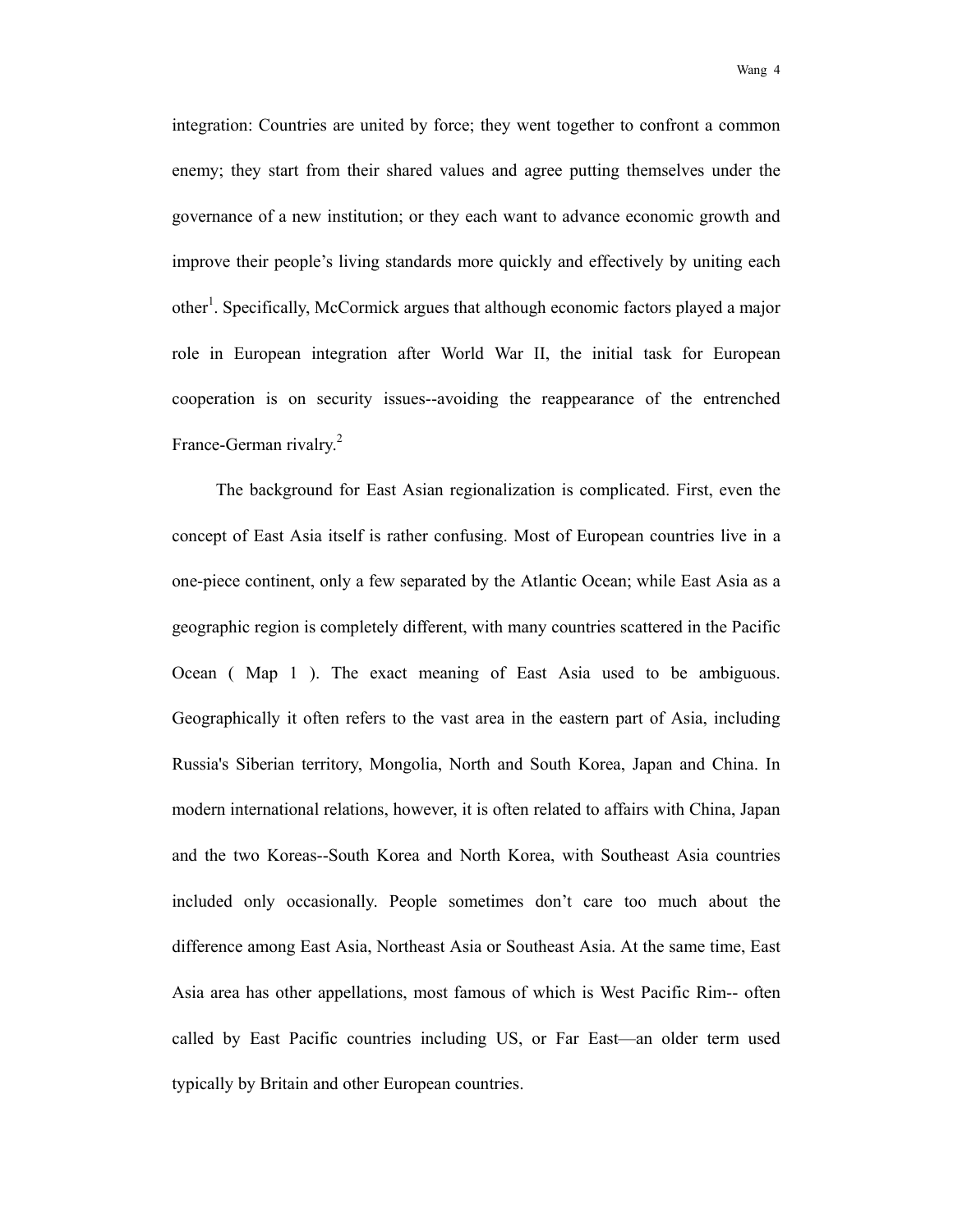integration: Countries are united by force; they went together to confront a common enemy; they start from their shared values and agree putting themselves under the governance of a new institution; or they each want to advance economic growth and improve their people's living standards more quickly and effectively by uniting each other[1]. Specifically, McCormick argues that although economic factors played a major role in European integration after World War II, the initial task for European cooperation is on security issues--avoiding the reappearance of the entrenched France-German rivalry.[2]

The background for East Asian regionalization is complicated. First, even the concept of East Asia itself is rather confusing. Most of European countries live in a one-piece continent, only a few separated by the Atlantic Ocean; while East Asia as a geographic region is completely different, with many countries scattered in the Pacific Ocean ( Map 1 ). The exact meaning of East Asia used to be ambiguous. Geographically it often refers to the vast area in the eastern part of Asia, including Russia's Siberian territory, Mongolia, North and South Korea, Japan and China. In modern international relations, however, it is often related to affairs with China, Japan and the two Koreas--South Korea and North Korea, with Southeast Asia countries included only occasionally. People sometimes don't care too much about the difference among East Asia, Northeast Asia or Southeast Asia. At the same time, East Asia area has other appellations, most famous of which is West Pacific Rim-- often called by East Pacific countries including US, or Far East—an older term used typically by Britain and other European countries.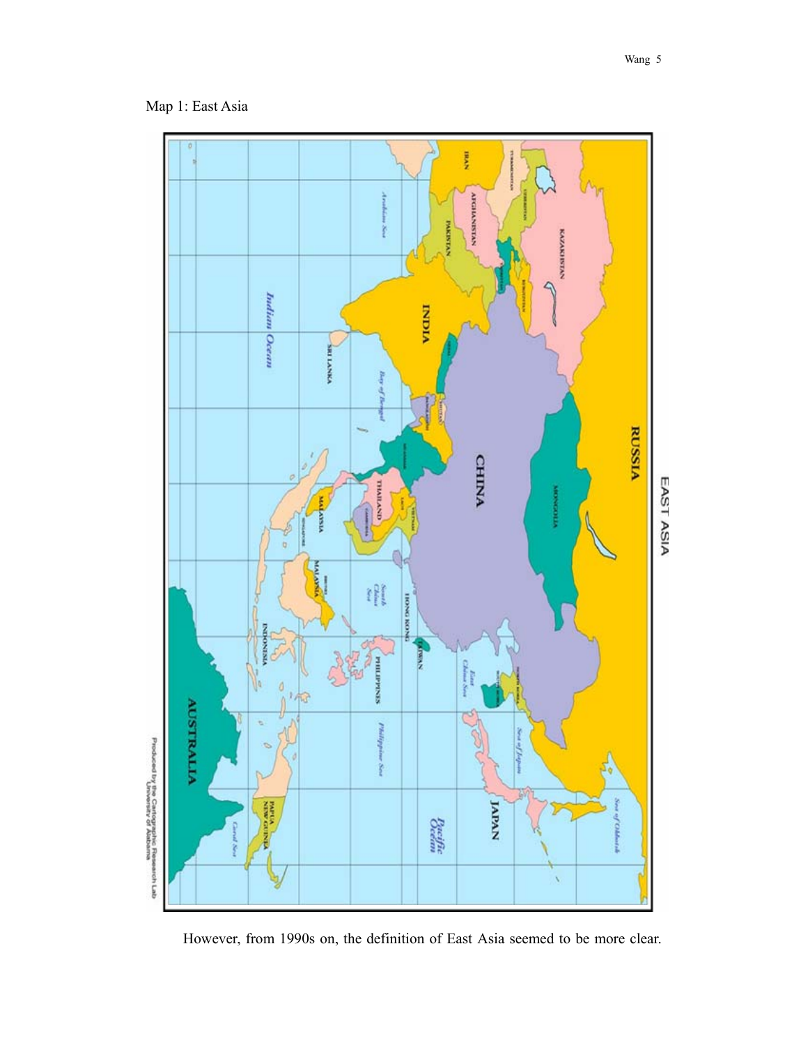Map 1: East Asia

However, from 1990s on, the definition of East Asia seemed to be more clear.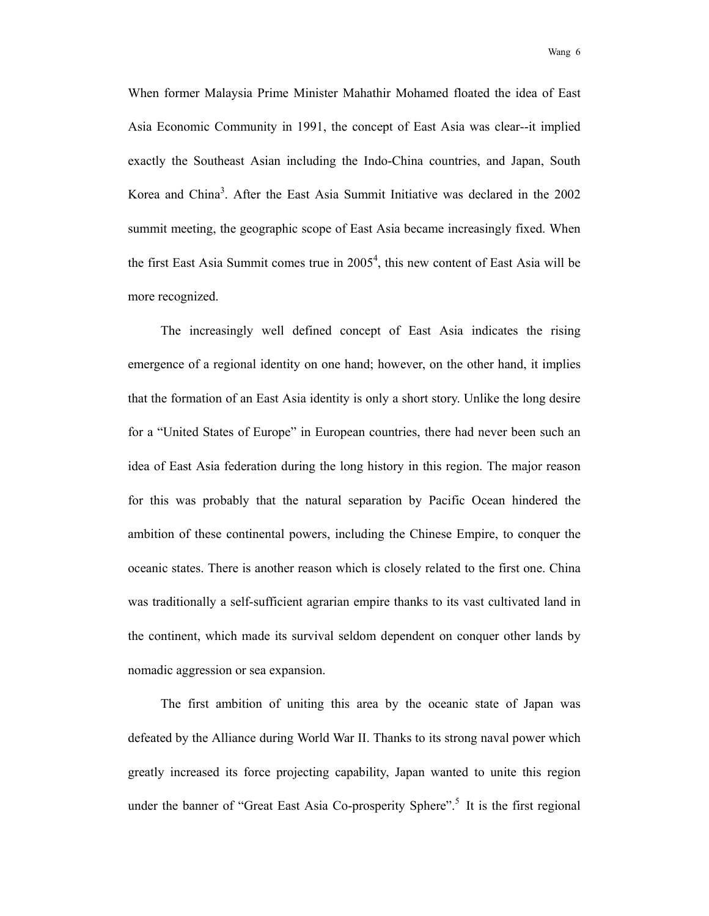When former Malaysia Prime Minister Mahathir Mohamed floated the idea of East Asia Economic Community in 1991, the concept of East Asia was clear--it implied exactly the Southeast Asian including the Indo-China countries, and Japan, South Korea and China[3]. After the East Asia Summit Initiative was declared in the 2002 summit meeting, the geographic scope of East Asia became increasingly fixed. When the first East Asia Summit comes true in 2005[4], this new content of East Asia will be more recognized.

The increasingly well defined concept of East Asia indicates the rising emergence of a regional identity on one hand; however, on the other hand, it implies that the formation of an East Asia identity is only a short story. Unlike the long desire for a "United States of Europe" in European countries, there had never been such an idea of East Asia federation during the long history in this region. The major reason for this was probably that the natural separation by Pacific Ocean hindered the ambition of these continental powers, including the Chinese Empire, to conquer the oceanic states. There is another reason which is closely related to the first one. China was traditionally a self-sufficient agrarian empire thanks to its vast cultivated land in the continent, which made its survival seldom dependent on conquer other lands by nomadic aggression or sea expansion.

The first ambition of uniting this area by the oceanic state of Japan was defeated by the Alliance during World War II. Thanks to its strong naval power which greatly increased its force projecting capability, Japan wanted to unite this region under the banner of "Great East Asia Co-prosperity Sphere".[5] It is the first regional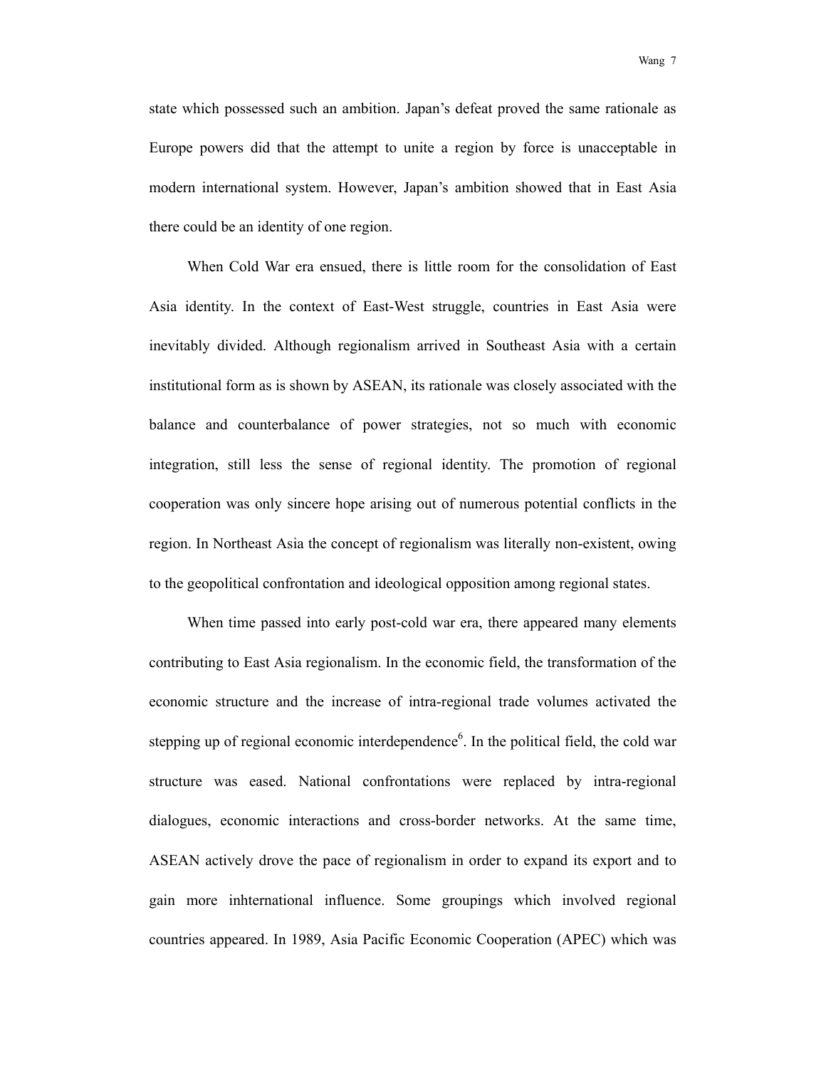state which possessed such an ambition. Japan's defeat proved the same rationale as Europe powers did that the attempt to unite a region by force is unacceptable in modern international system. However, Japan's ambition showed that in East Asia there could be an identity of one region.

When Cold War era ensued, there is little room for the consolidation of East Asia identity. In the context of East-West struggle, countries in East Asia were inevitably divided. Although regionalism arrived in Southeast Asia with a certain institutional form as is shown by ASEAN, its rationale was closely associated with the balance and counterbalance of power strategies, not so much with economic integration, still less the sense of regional identity. The promotion of regional cooperation was only sincere hope arising out of numerous potential conflicts in the region. In Northeast Asia the concept of regionalism was literally non-existent, owing to the geopolitical confrontation and ideological opposition among regional states.

When time passed into early post-cold war era, there appeared many elements contributing to East Asia regionalism. In the economic field, the transformation of the economic structure and the increase of intra-regional trade volumes activated the stepping up of regional economic interdependence[6]. In the political field, the cold war structure was eased. National confrontations were replaced by intra-regional dialogues, economic interactions and cross-border networks. At the same time, ASEAN actively drove the pace of regionalism in order to expand its export and to gain more inhternational influence. Some groupings which involved regional countries appeared. In 1989, Asia Pacific Economic Cooperation (APEC) which was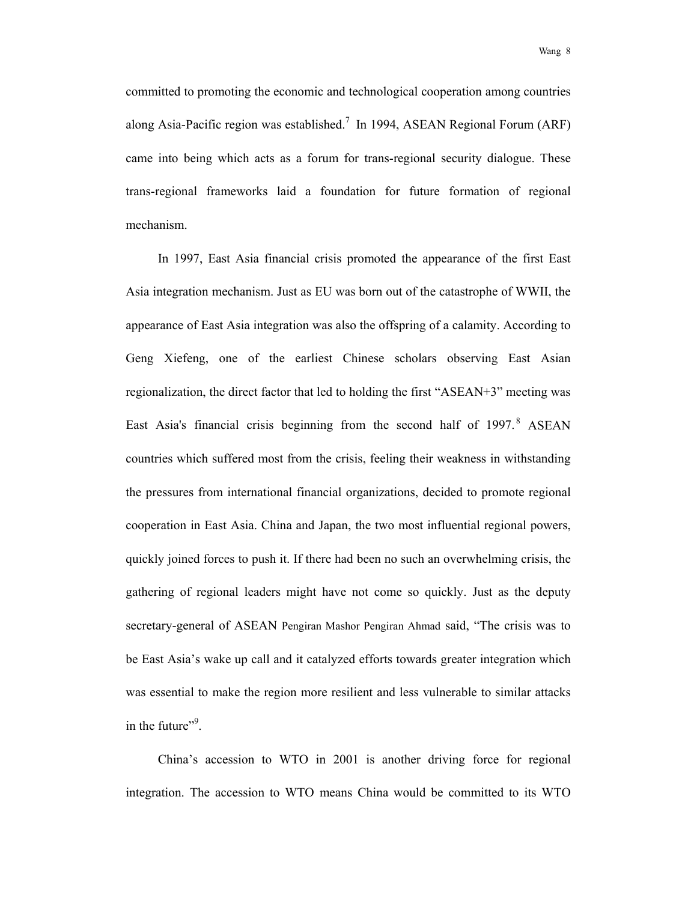committed to promoting the economic and technological cooperation among countries along Asia-Pacific region was established.[7] In 1994, ASEAN Regional Forum (ARF) came into being which acts as a forum for trans-regional security dialogue. These trans-regional frameworks laid a foundation for future formation of regional mechanism.

In 1997, East Asia financial crisis promoted the appearance of the first East Asia integration mechanism. Just as EU was born out of the catastrophe of WWII, the appearance of East Asia integration was also the offspring of a calamity. According to Geng Xiefeng, one of the earliest Chinese scholars observing East Asian regionalization, the direct factor that led to holding the first "ASEAN+3" meeting was East Asia's financial crisis beginning from the second half of 1997.[8] ASEAN countries which suffered most from the crisis, feeling their weakness in withstanding the pressures from international financial organizations, decided to promote regional cooperation in East Asia. China and Japan, the two most influential regional powers, quickly joined forces to push it. If there had been no such an overwhelming crisis, the gathering of regional leaders might have not come so quickly. Just as the deputy secretary-general of ASEAN Pengiran Mashor Pengiran Ahmad said, "The crisis was to be East Asia's wake up call and it catalyzed efforts towards greater integration which was essential to make the region more resilient and less vulnerable to similar attacks in the future"[9].

China's accession to WTO in 2001 is another driving force for regional integration. The accession to WTO means China would be committed to its WTO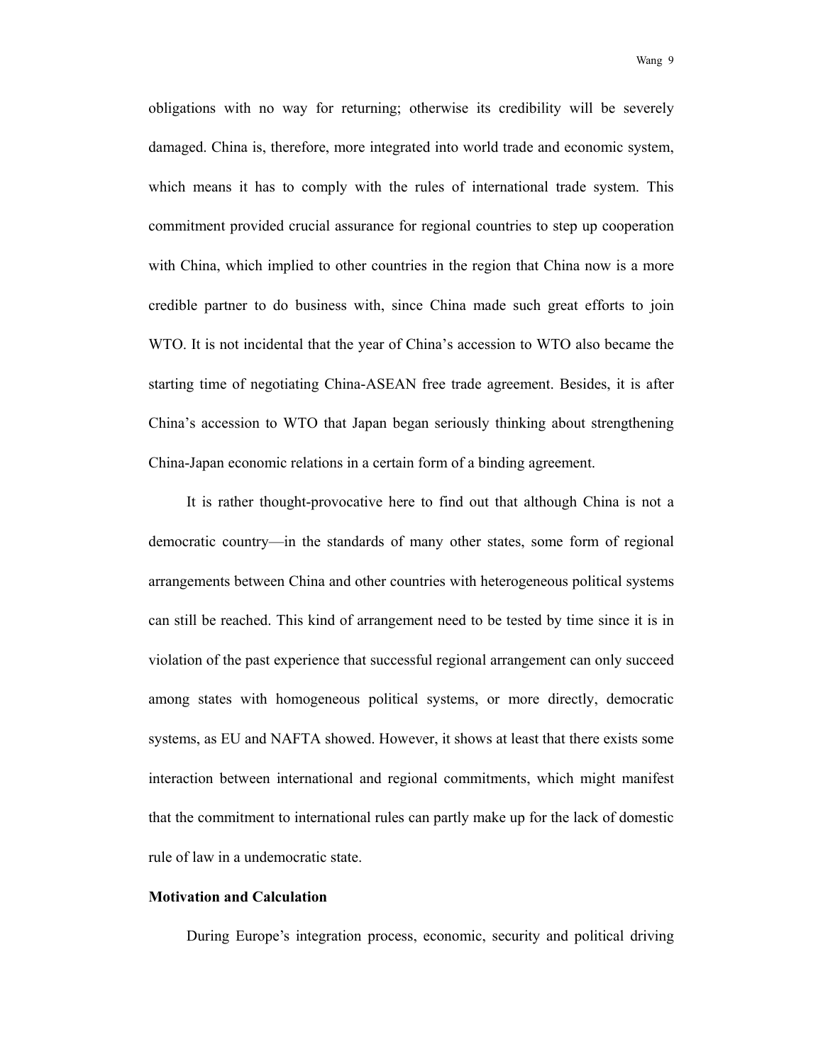obligations with no way for returning; otherwise its credibility will be severely damaged. China is, therefore, more integrated into world trade and economic system, which means it has to comply with the rules of international trade system. This commitment provided crucial assurance for regional countries to step up cooperation with China, which implied to other countries in the region that China now is a more credible partner to do business with, since China made such great efforts to join WTO. It is not incidental that the year of China's accession to WTO also became the starting time of negotiating China-ASEAN free trade agreement. Besides, it is after China's accession to WTO that Japan began seriously thinking about strengthening China-Japan economic relations in a certain form of a binding agreement.

It is rather thought-provocative here to find out that although China is not a democratic country—in the standards of many other states, some form of regional arrangements between China and other countries with heterogeneous political systems can still be reached. This kind of arrangement need to be tested by time since it is in violation of the past experience that successful regional arrangement can only succeed among states with homogeneous political systems, or more directly, democratic systems, as EU and NAFTA showed. However, it shows at least that there exists some interaction between international and regional commitments, which might manifest that the commitment to international rules can partly make up for the lack of domestic rule of law in a undemocratic state.

**Motivation and Calculation**

During Europe's integration process, economic, security and political driving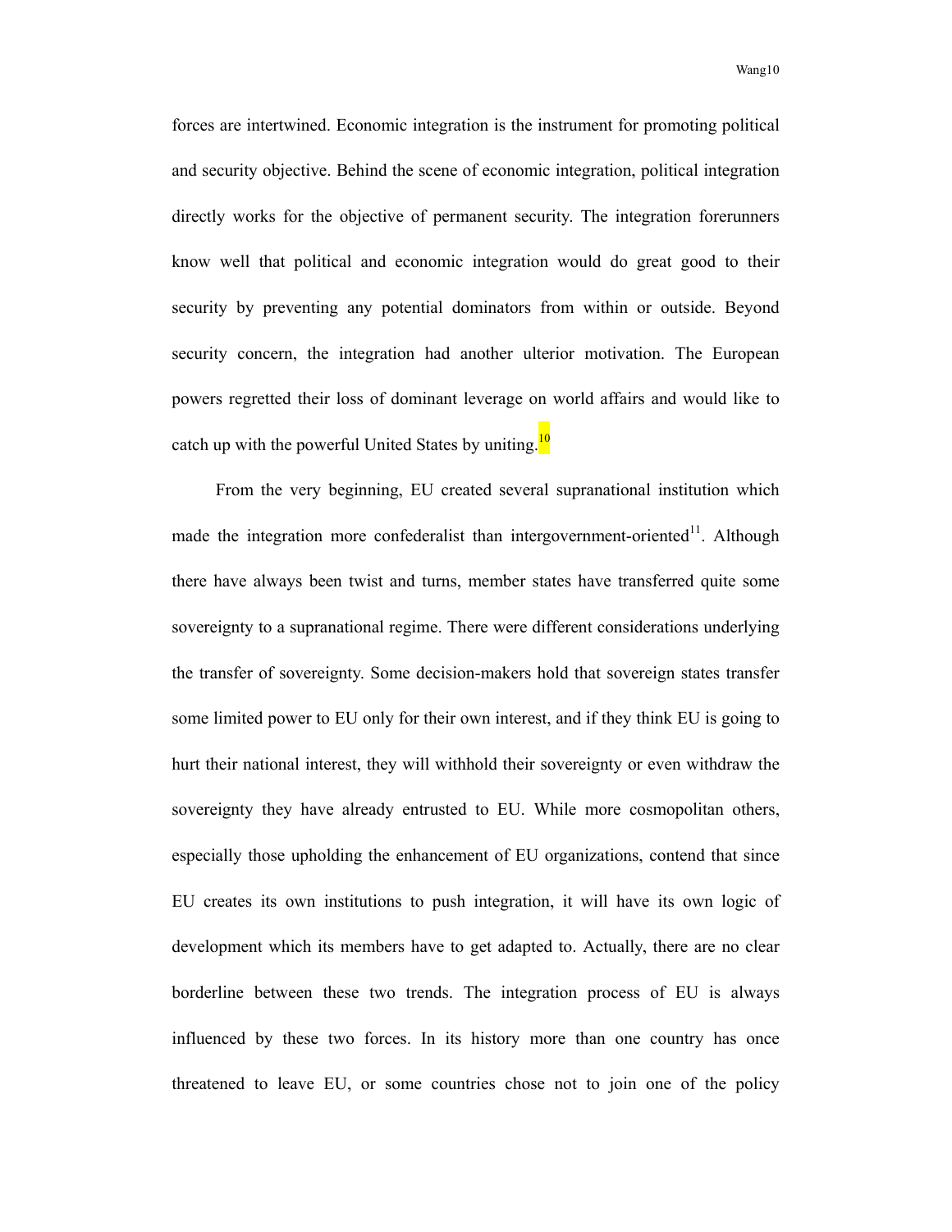forces are intertwined. Economic integration is the instrument for promoting political and security objective. Behind the scene of economic integration, political integration directly works for the objective of permanent security. The integration forerunners know well that political and economic integration would do great good to their security by preventing any potential dominators from within or outside. Beyond security concern, the integration had another ulterior motivation. The European powers regretted their loss of dominant leverage on world affairs and would like to catch up with the powerful United States by uniting.[10]

From the very beginning, EU created several supranational institution which made the integration more confederalist than intergovernment-oriented[11]. Although there have always been twist and turns, member states have transferred quite some sovereignty to a supranational regime. There were different considerations underlying the transfer of sovereignty. Some decision-makers hold that sovereign states transfer some limited power to EU only for their own interest, and if they think EU is going to hurt their national interest, they will withhold their sovereignty or even withdraw the sovereignty they have already entrusted to EU. While more cosmopolitan others, especially those upholding the enhancement of EU organizations, contend that since EU creates its own institutions to push integration, it will have its own logic of development which its members have to get adapted to. Actually, there are no clear borderline between these two trends. The integration process of EU is always influenced by these two forces. In its history more than one country has once threatened to leave EU, or some countries chose not to join one of the policy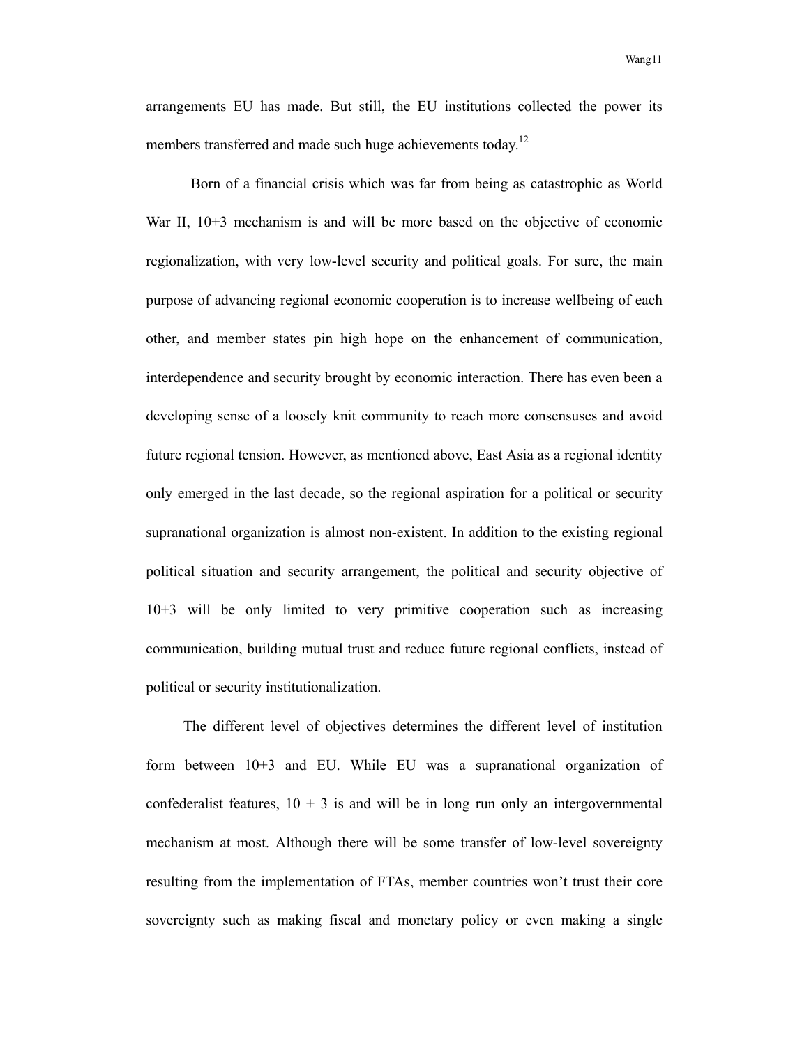arrangements EU has made. But still, the EU institutions collected the power its members transferred and made such huge achievements today.[12]

Born of a financial crisis which was far from being as catastrophic as World War II, 10+3 mechanism is and will be more based on the objective of economic regionalization, with very low-level security and political goals. For sure, the main purpose of advancing regional economic cooperation is to increase wellbeing of each other, and member states pin high hope on the enhancement of communication, interdependence and security brought by economic interaction. There has even been a developing sense of a loosely knit community to reach more consensuses and avoid future regional tension. However, as mentioned above, East Asia as a regional identity only emerged in the last decade, so the regional aspiration for a political or security supranational organization is almost non-existent. In addition to the existing regional political situation and security arrangement, the political and security objective of 10+3 will be only limited to very primitive cooperation such as increasing communication, building mutual trust and reduce future regional conflicts, instead of political or security institutionalization.

The different level of objectives determines the different level of institution form between 10+3 and EU. While EU was a supranational organization of confederalist features, 10 + 3 is and will be in long run only an intergovernmental mechanism at most. Although there will be some transfer of low-level sovereignty resulting from the implementation of FTAs, member countries won't trust their core sovereignty such as making fiscal and monetary policy or even making a single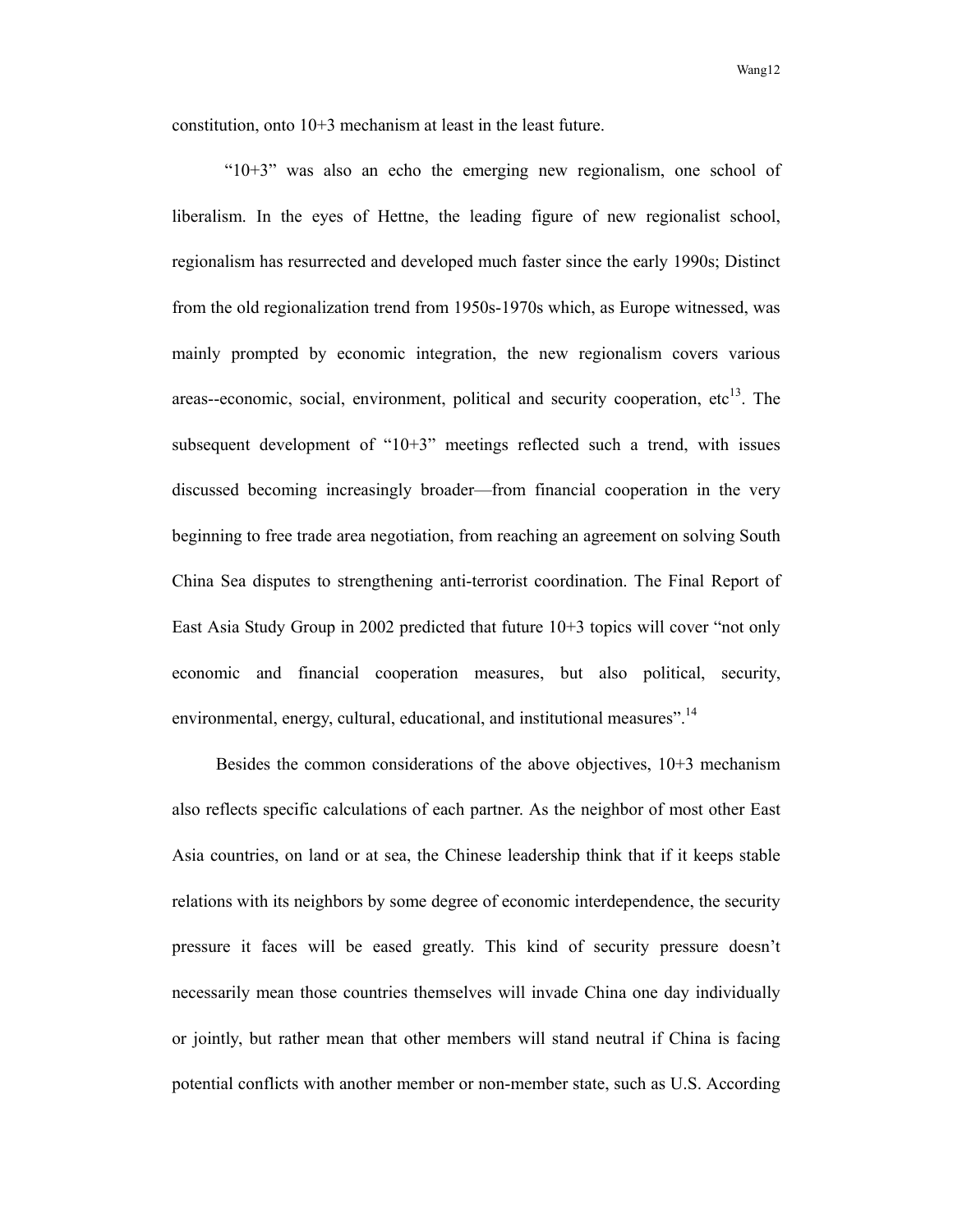constitution, onto 10+3 mechanism at least in the least future.

"10+3" was also an echo the emerging new regionalism, one school of liberalism. In the eyes of Hettne, the leading figure of new regionalist school, regionalism has resurrected and developed much faster since the early 1990s; Distinct from the old regionalization trend from 1950s-1970s which, as Europe witnessed, was mainly prompted by economic integration, the new regionalism covers various areas--economic, social, environment, political and security cooperation, etc[13]. The subsequent development of "10+3" meetings reflected such a trend, with issues discussed becoming increasingly broader—from financial cooperation in the very beginning to free trade area negotiation, from reaching an agreement on solving South China Sea disputes to strengthening anti-terrorist coordination. The Final Report of East Asia Study Group in 2002 predicted that future 10+3 topics will cover "not only economic and financial cooperation measures, but also political, security, environmental, energy, cultural, educational, and institutional measures".[14]

Besides the common considerations of the above objectives, 10+3 mechanism also reflects specific calculations of each partner. As the neighbor of most other East Asia countries, on land or at sea, the Chinese leadership think that if it keeps stable relations with its neighbors by some degree of economic interdependence, the security pressure it faces will be eased greatly. This kind of security pressure doesn't necessarily mean those countries themselves will invade China one day individually or jointly, but rather mean that other members will stand neutral if China is facing potential conflicts with another member or non-member state, such as U.S. According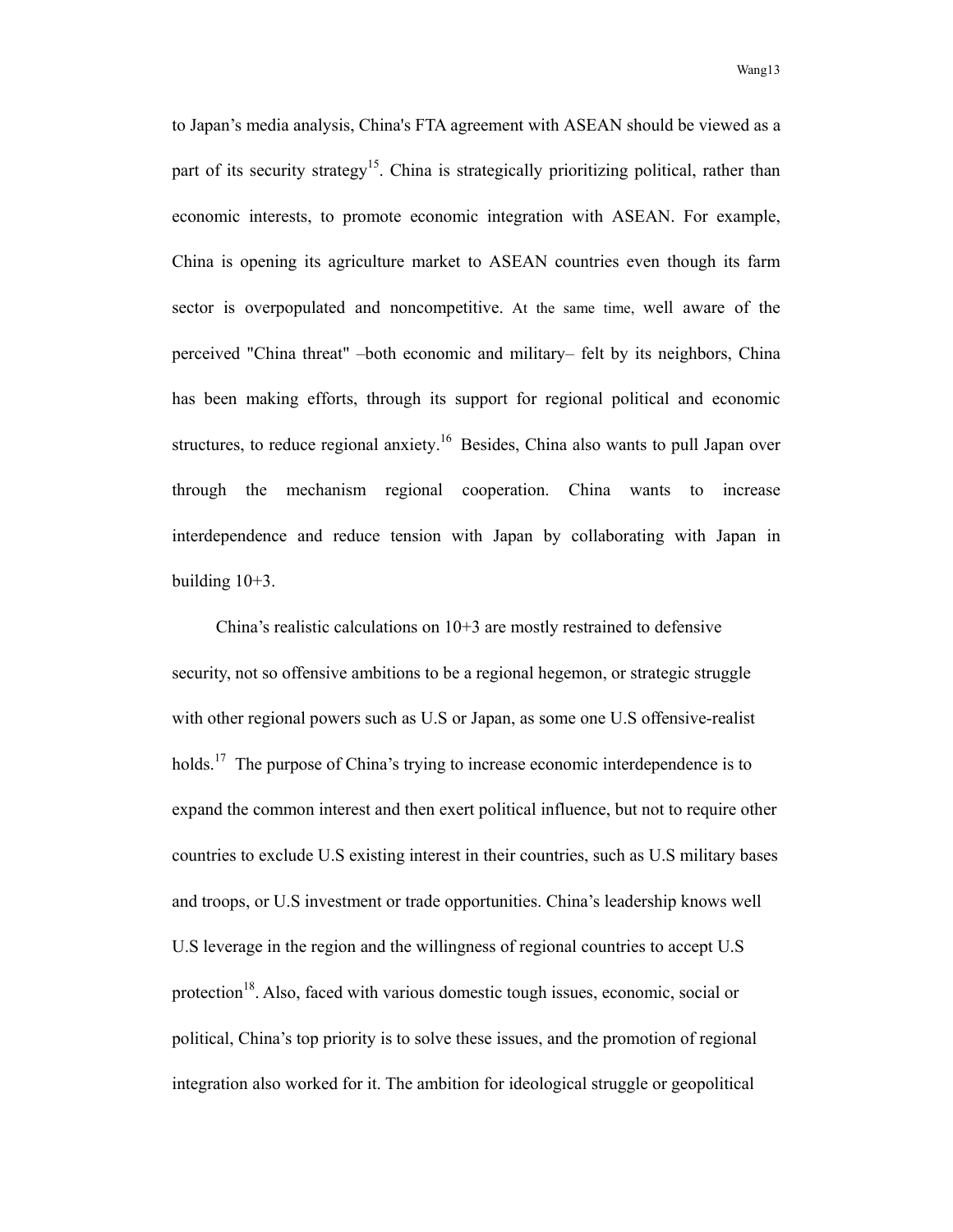to Japan's media analysis, China's FTA agreement with ASEAN should be viewed as a part of its security strategy[15]. China is strategically prioritizing political, rather than economic interests, to promote economic integration with ASEAN. For example, China is opening its agriculture market to ASEAN countries even though its farm sector is overpopulated and noncompetitive. At the same time, well aware of the perceived "China threat" –both economic and military– felt by its neighbors, China has been making efforts, through its support for regional political and economic structures, to reduce regional anxiety.[16] Besides, China also wants to pull Japan over through the mechanism regional cooperation. China wants to increase interdependence and reduce tension with Japan by collaborating with Japan in building 10+3.

China's realistic calculations on 10+3 are mostly restrained to defensive security, not so offensive ambitions to be a regional hegemon, or strategic struggle with other regional powers such as U.S or Japan, as some one U.S offensive-realist holds.[17] The purpose of China's trying to increase economic interdependence is to expand the common interest and then exert political influence, but not to require other countries to exclude U.S existing interest in their countries, such as U.S military bases and troops, or U.S investment or trade opportunities. China's leadership knows well U.S leverage in the region and the willingness of regional countries to accept U.S protection[18]. Also, faced with various domestic tough issues, economic, social or political, China's top priority is to solve these issues, and the promotion of regional integration also worked for it. The ambition for ideological struggle or geopolitical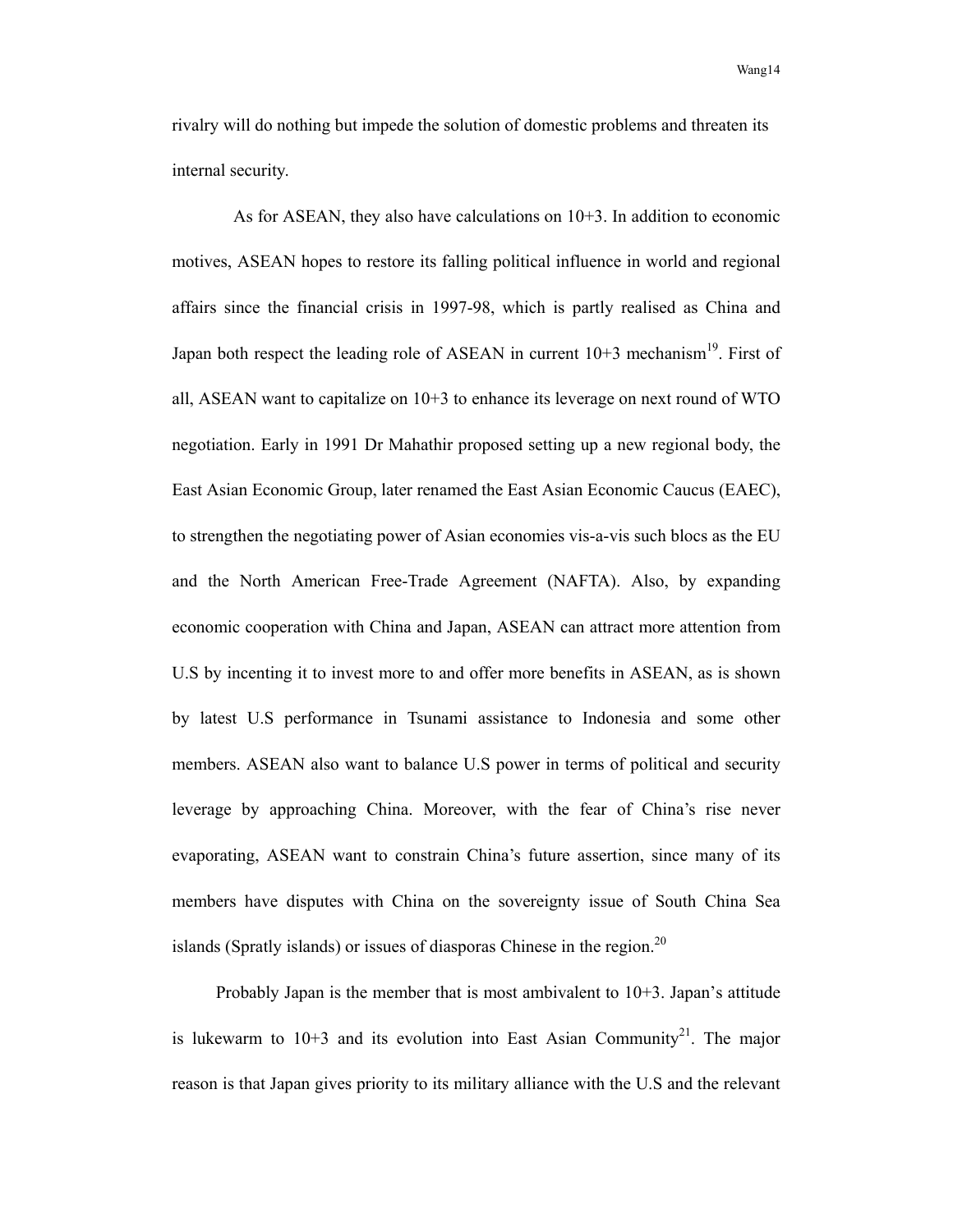rivalry will do nothing but impede the solution of domestic problems and threaten its internal security.

As for ASEAN, they also have calculations on 10+3. In addition to economic motives, ASEAN hopes to restore its falling political influence in world and regional affairs since the financial crisis in 1997-98, which is partly realised as China and Japan both respect the leading role of ASEAN in current 10+3 mechanism[19]. First of all, ASEAN want to capitalize on 10+3 to enhance its leverage on next round of WTO negotiation. Early in 1991 Dr Mahathir proposed setting up a new regional body, the East Asian Economic Group, later renamed the East Asian Economic Caucus (EAEC), to strengthen the negotiating power of Asian economies vis-a-vis such blocs as the EU and the North American Free-Trade Agreement (NAFTA). Also, by expanding economic cooperation with China and Japan, ASEAN can attract more attention from U.S by incenting it to invest more to and offer more benefits in ASEAN, as is shown by latest U.S performance in Tsunami assistance to Indonesia and some other members. ASEAN also want to balance U.S power in terms of political and security leverage by approaching China. Moreover, with the fear of China's rise never evaporating, ASEAN want to constrain China's future assertion, since many of its members have disputes with China on the sovereignty issue of South China Sea islands (Spratly islands) or issues of diasporas Chinese in the region.[20]

Probably Japan is the member that is most ambivalent to 10+3. Japan's attitude is lukewarm to 10+3 and its evolution into East Asian Community[21]. The major reason is that Japan gives priority to its military alliance with the U.S and the relevant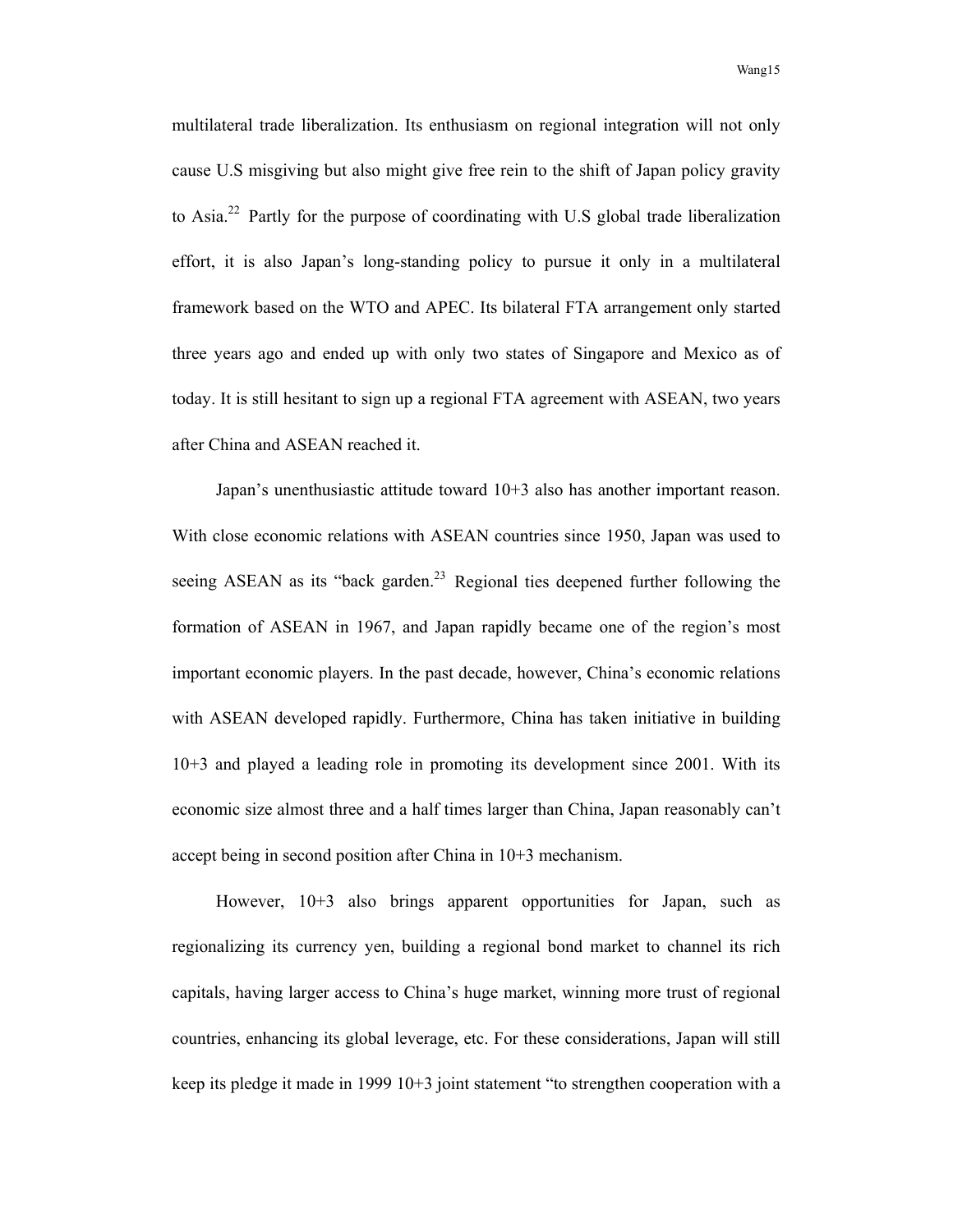multilateral trade liberalization. Its enthusiasm on regional integration will not only cause U.S misgiving but also might give free rein to the shift of Japan policy gravity to Asia.[22] Partly for the purpose of coordinating with U.S global trade liberalization effort, it is also Japan's long-standing policy to pursue it only in a multilateral framework based on the WTO and APEC. Its bilateral FTA arrangement only started three years ago and ended up with only two states of Singapore and Mexico as of today. It is still hesitant to sign up a regional FTA agreement with ASEAN, two years after China and ASEAN reached it.

Japan's unenthusiastic attitude toward 10+3 also has another important reason. With close economic relations with ASEAN countries since 1950, Japan was used to seeing ASEAN as its "back garden.[23] Regional ties deepened further following the formation of ASEAN in 1967, and Japan rapidly became one of the region's most important economic players. In the past decade, however, China's economic relations with ASEAN developed rapidly. Furthermore, China has taken initiative in building 10+3 and played a leading role in promoting its development since 2001. With its economic size almost three and a half times larger than China, Japan reasonably can't accept being in second position after China in 10+3 mechanism.

However, 10+3 also brings apparent opportunities for Japan, such as regionalizing its currency yen, building a regional bond market to channel its rich capitals, having larger access to China's huge market, winning more trust of regional countries, enhancing its global leverage, etc. For these considerations, Japan will still keep its pledge it made in 1999 10+3 joint statement "to strengthen cooperation with a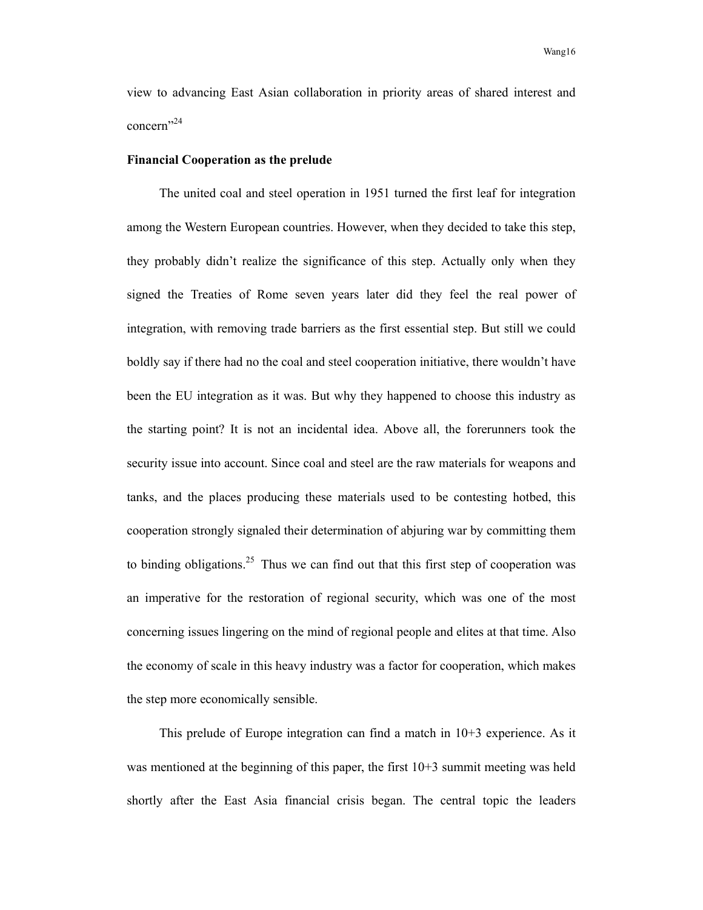view to advancing East Asian collaboration in priority areas of shared interest and concern"[24]

**Financial Cooperation as the prelude**

The united coal and steel operation in 1951 turned the first leaf for integration among the Western European countries. However, when they decided to take this step, they probably didn't realize the significance of this step. Actually only when they signed the Treaties of Rome seven years later did they feel the real power of integration, with removing trade barriers as the first essential step. But still we could boldly say if there had no the coal and steel cooperation initiative, there wouldn't have been the EU integration as it was. But why they happened to choose this industry as the starting point? It is not an incidental idea. Above all, the forerunners took the security issue into account. Since coal and steel are the raw materials for weapons and tanks, and the places producing these materials used to be contesting hotbed, this cooperation strongly signaled their determination of abjuring war by committing them to binding obligations.[25] Thus we can find out that this first step of cooperation was an imperative for the restoration of regional security, which was one of the most concerning issues lingering on the mind of regional people and elites at that time. Also the economy of scale in this heavy industry was a factor for cooperation, which makes the step more economically sensible.

This prelude of Europe integration can find a match in 10+3 experience. As it was mentioned at the beginning of this paper, the first 10+3 summit meeting was held shortly after the East Asia financial crisis began. The central topic the leaders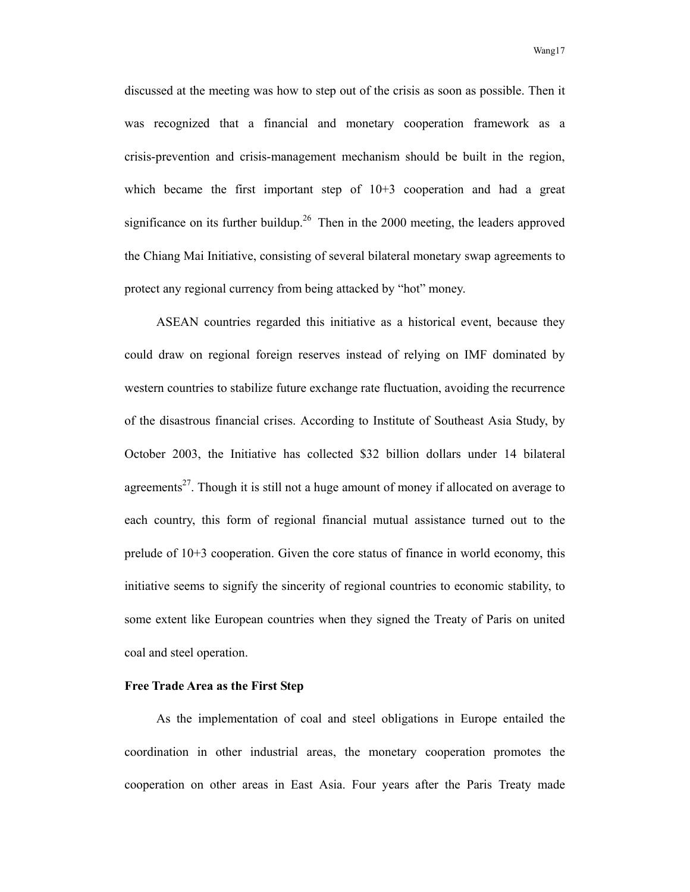discussed at the meeting was how to step out of the crisis as soon as possible. Then it was recognized that a financial and monetary cooperation framework as a crisis-prevention and crisis-management mechanism should be built in the region, which became the first important step of 10+3 cooperation and had a great significance on its further buildup.[26] Then in the 2000 meeting, the leaders approved the Chiang Mai Initiative, consisting of several bilateral monetary swap agreements to protect any regional currency from being attacked by "hot" money.

ASEAN countries regarded this initiative as a historical event, because they could draw on regional foreign reserves instead of relying on IMF dominated by western countries to stabilize future exchange rate fluctuation, avoiding the recurrence of the disastrous financial crises. According to Institute of Southeast Asia Study, by October 2003, the Initiative has collected $32 billion dollars under 14 bilateral agreements[27]. Though it is still not a huge amount of money if allocated on average to each country, this form of regional financial mutual assistance turned out to the prelude of 10+3 cooperation. Given the core status of finance in world economy, this initiative seems to signify the sincerity of regional countries to economic stability, to some extent like European countries when they signed the Treaty of Paris on united coal and steel operation.

**Free Trade Area as the First Step**

As the implementation of coal and steel obligations in Europe entailed the coordination in other industrial areas, the monetary cooperation promotes the cooperation on other areas in East Asia. Four years after the Paris Treaty made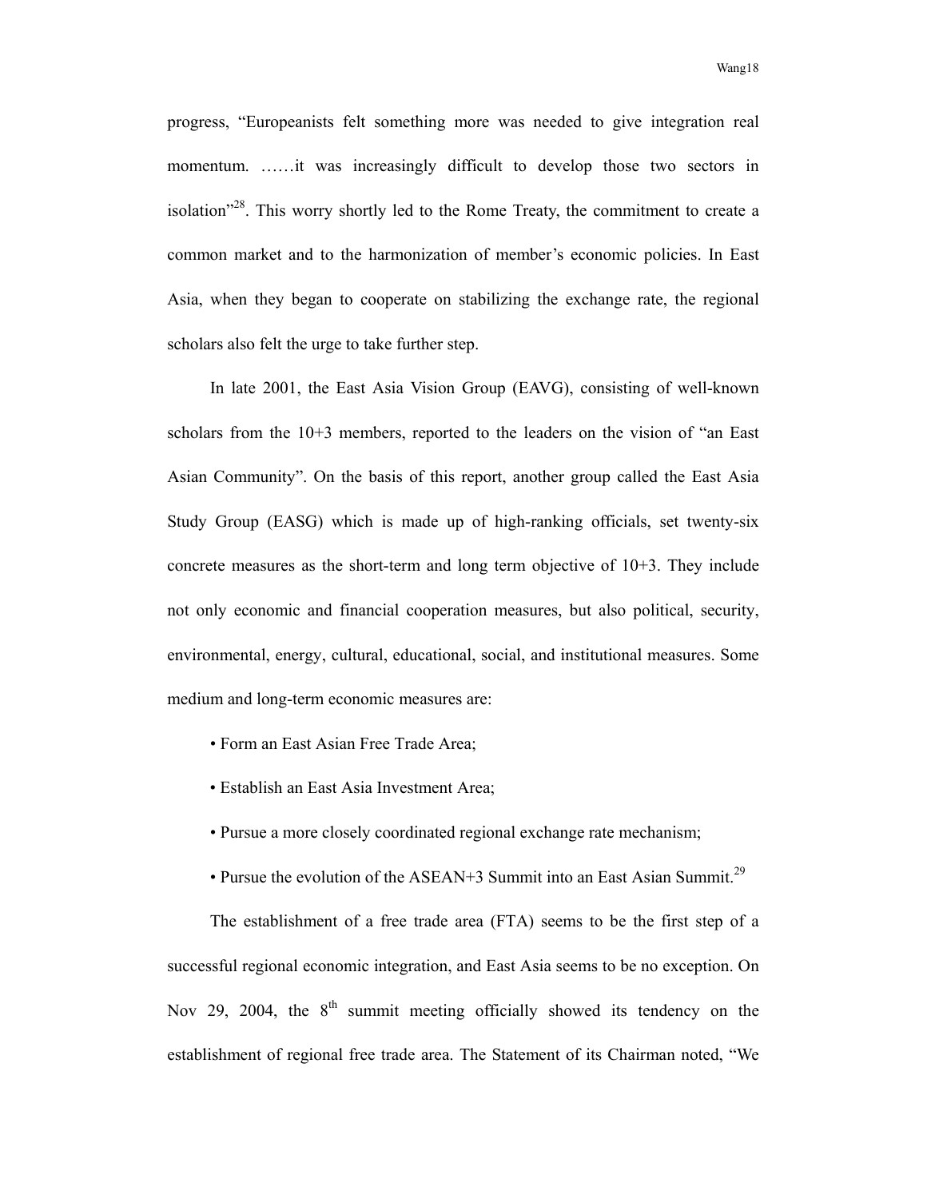progress, "Europeanists felt something more was needed to give integration real momentum. ……it was increasingly difficult to develop those two sectors in isolation"[28]. This worry shortly led to the Rome Treaty, the commitment to create a common market and to the harmonization of member's economic policies. In East Asia, when they began to cooperate on stabilizing the exchange rate, the regional scholars also felt the urge to take further step.

In late 2001, the East Asia Vision Group (EAVG), consisting of well-known scholars from the 10+3 members, reported to the leaders on the vision of "an East Asian Community". On the basis of this report, another group called the East Asia Study Group (EASG) which is made up of high-ranking officials, set twenty-six concrete measures as the short-term and long term objective of 10+3. They include not only economic and financial cooperation measures, but also political, security, environmental, energy, cultural, educational, social, and institutional measures. Some medium and long-term economic measures are:

- Form an East Asian Free Trade Area;
- Establish an East Asia Investment Area;
- Pursue a more closely coordinated regional exchange rate mechanism;
- Pursue the evolution of the ASEAN+3 Summit into an East Asian Summit.[29]

The establishment of a free trade area (FTA) seems to be the first step of a successful regional economic integration, and East Asia seems to be no exception. On Nov 29, 2004, the 8th summit meeting officially showed its tendency on the establishment of regional free trade area. The Statement of its Chairman noted, "We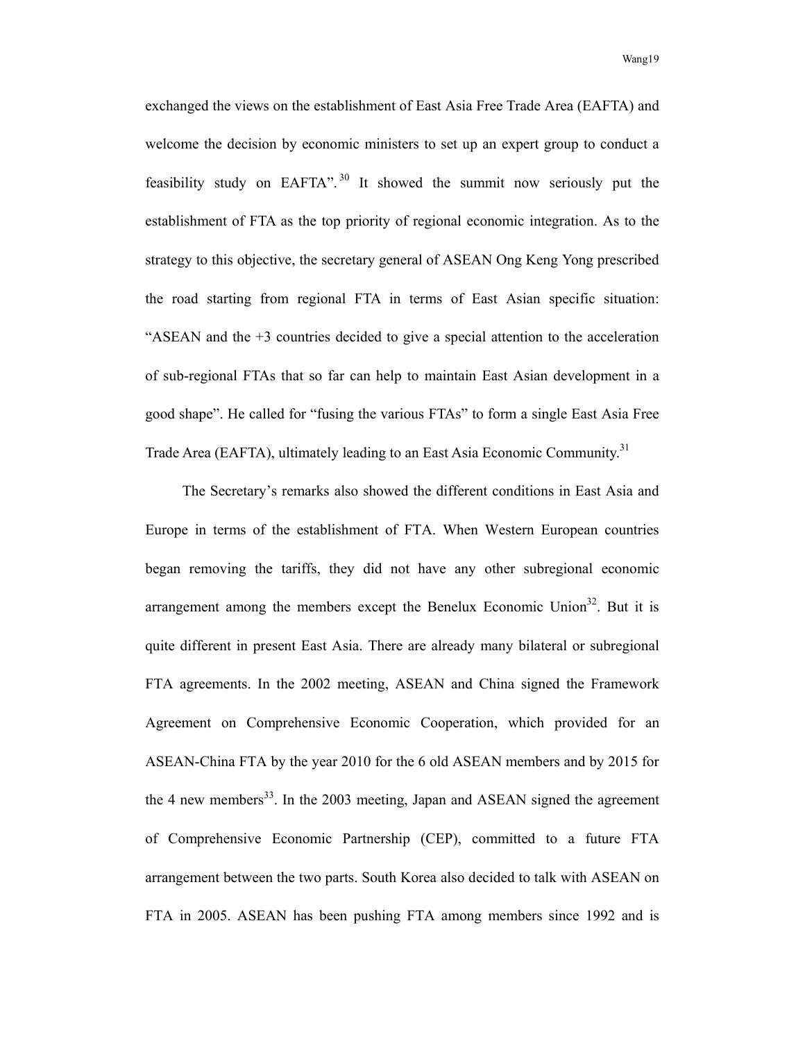exchanged the views on the establishment of East Asia Free Trade Area (EAFTA) and welcome the decision by economic ministers to set up an expert group to conduct a feasibility study on EAFTA".[30] It showed the summit now seriously put the establishment of FTA as the top priority of regional economic integration. As to the strategy to this objective, the secretary general of ASEAN Ong Keng Yong prescribed the road starting from regional FTA in terms of East Asian specific situation: "ASEAN and the +3 countries decided to give a special attention to the acceleration of sub-regional FTAs that so far can help to maintain East Asian development in a good shape". He called for "fusing the various FTAs" to form a single East Asia Free Trade Area (EAFTA), ultimately leading to an East Asia Economic Community.[31]

The Secretary's remarks also showed the different conditions in East Asia and Europe in terms of the establishment of FTA. When Western European countries began removing the tariffs, they did not have any other subregional economic arrangement among the members except the Benelux Economic Union[32]. But it is quite different in present East Asia. There are already many bilateral or subregional FTA agreements. In the 2002 meeting, ASEAN and China signed the Framework Agreement on Comprehensive Economic Cooperation, which provided for an ASEAN-China FTA by the year 2010 for the 6 old ASEAN members and by 2015 for the 4 new members[33]. In the 2003 meeting, Japan and ASEAN signed the agreement of Comprehensive Economic Partnership (CEP), committed to a future FTA arrangement between the two parts. South Korea also decided to talk with ASEAN on FTA in 2005. ASEAN has been pushing FTA among members since 1992 and is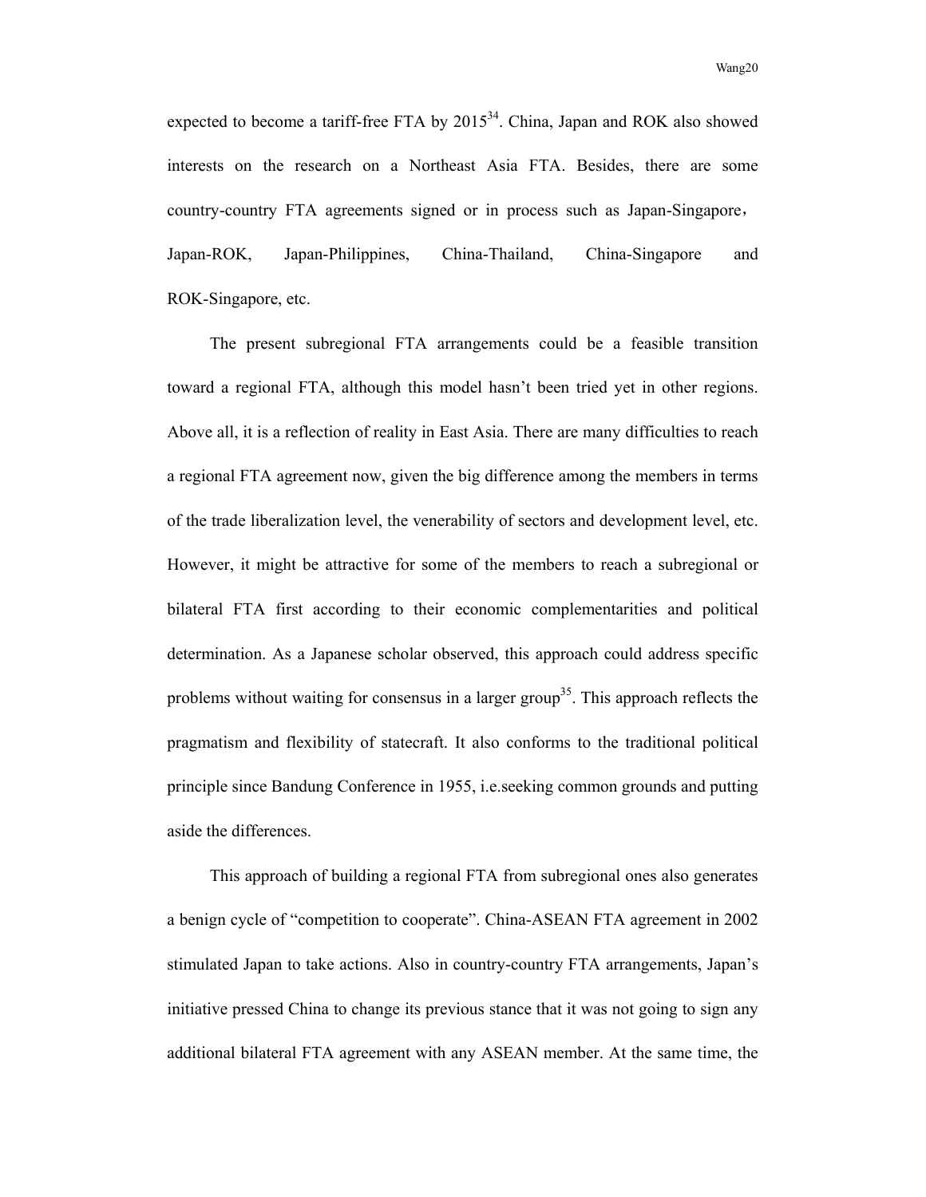expected to become a tariff-free FTA by 2015[34]. China, Japan and ROK also showed interests on the research on a Northeast Asia FTA. Besides, there are some country-country FTA agreements signed or in process such as Japan-Singapore， Japan-ROK, Japan-Philippines, China-Thailand, China-Singapore and ROK-Singapore, etc.

The present subregional FTA arrangements could be a feasible transition toward a regional FTA, although this model hasn't been tried yet in other regions. Above all, it is a reflection of reality in East Asia. There are many difficulties to reach a regional FTA agreement now, given the big difference among the members in terms of the trade liberalization level, the venerability of sectors and development level, etc. However, it might be attractive for some of the members to reach a subregional or bilateral FTA first according to their economic complementarities and political determination. As a Japanese scholar observed, this approach could address specific problems without waiting for consensus in a larger group[35]. This approach reflects the pragmatism and flexibility of statecraft. It also conforms to the traditional political principle since Bandung Conference in 1955, i.e.seeking common grounds and putting aside the differences.

This approach of building a regional FTA from subregional ones also generates a benign cycle of "competition to cooperate". China-ASEAN FTA agreement in 2002 stimulated Japan to take actions. Also in country-country FTA arrangements, Japan's initiative pressed China to change its previous stance that it was not going to sign any additional bilateral FTA agreement with any ASEAN member. At the same time, the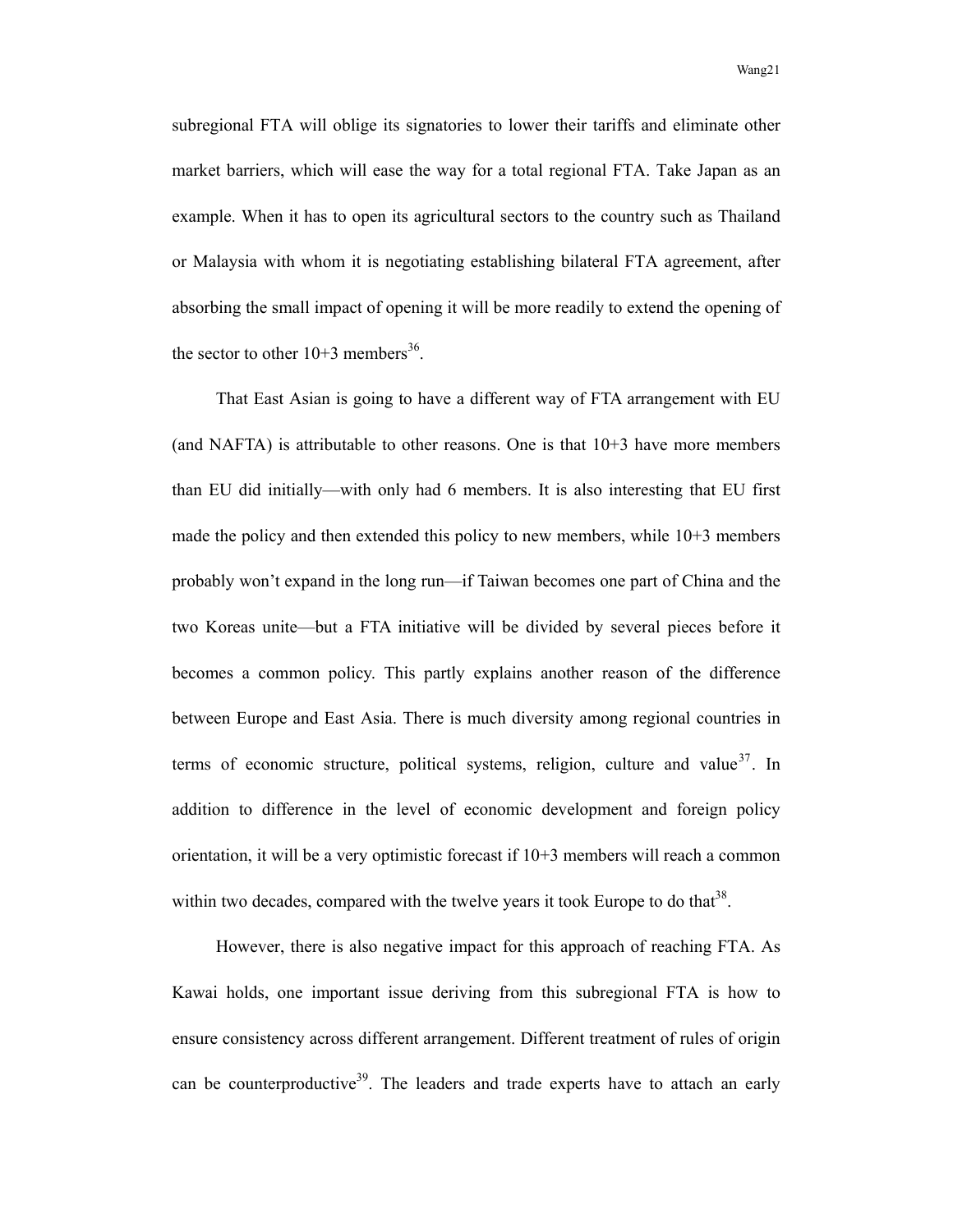subregional FTA will oblige its signatories to lower their tariffs and eliminate other market barriers, which will ease the way for a total regional FTA. Take Japan as an example. When it has to open its agricultural sectors to the country such as Thailand or Malaysia with whom it is negotiating establishing bilateral FTA agreement, after absorbing the small impact of opening it will be more readily to extend the opening of the sector to other 10+3 members[36].

That East Asian is going to have a different way of FTA arrangement with EU (and NAFTA) is attributable to other reasons. One is that 10+3 have more members than EU did initially—with only had 6 members. It is also interesting that EU first made the policy and then extended this policy to new members, while 10+3 members probably won't expand in the long run—if Taiwan becomes one part of China and the two Koreas unite—but a FTA initiative will be divided by several pieces before it becomes a common policy. This partly explains another reason of the difference between Europe and East Asia. There is much diversity among regional countries in terms of economic structure, political systems, religion, culture and value[37]. In addition to difference in the level of economic development and foreign policy orientation, it will be a very optimistic forecast if 10+3 members will reach a common within two decades, compared with the twelve years it took Europe to do that[38].

However, there is also negative impact for this approach of reaching FTA. As Kawai holds, one important issue deriving from this subregional FTA is how to ensure consistency across different arrangement. Different treatment of rules of origin can be counterproductive[39]. The leaders and trade experts have to attach an early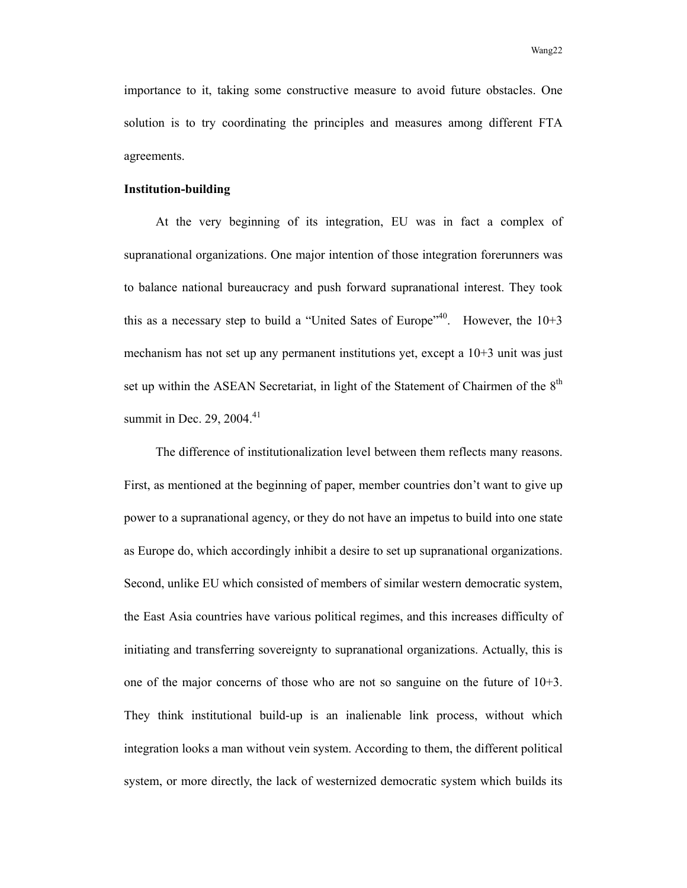importance to it, taking some constructive measure to avoid future obstacles. One solution is to try coordinating the principles and measures among different FTA agreements.

**Institution-building**

At the very beginning of its integration, EU was in fact a complex of supranational organizations. One major intention of those integration forerunners was to balance national bureaucracy and push forward supranational interest. They took this as a necessary step to build a "United Sates of Europe"[40]. However, the 10+3 mechanism has not set up any permanent institutions yet, except a 10+3 unit was just set up within the ASEAN Secretariat, in light of the Statement of Chairmen of the 8th summit in Dec. 29, 2004.[41]

The difference of institutionalization level between them reflects many reasons. First, as mentioned at the beginning of paper, member countries don't want to give up power to a supranational agency, or they do not have an impetus to build into one state as Europe do, which accordingly inhibit a desire to set up supranational organizations. Second, unlike EU which consisted of members of similar western democratic system, the East Asia countries have various political regimes, and this increases difficulty of initiating and transferring sovereignty to supranational organizations. Actually, this is one of the major concerns of those who are not so sanguine on the future of 10+3. They think institutional build-up is an inalienable link process, without which integration looks a man without vein system. According to them, the different political system, or more directly, the lack of westernized democratic system which builds its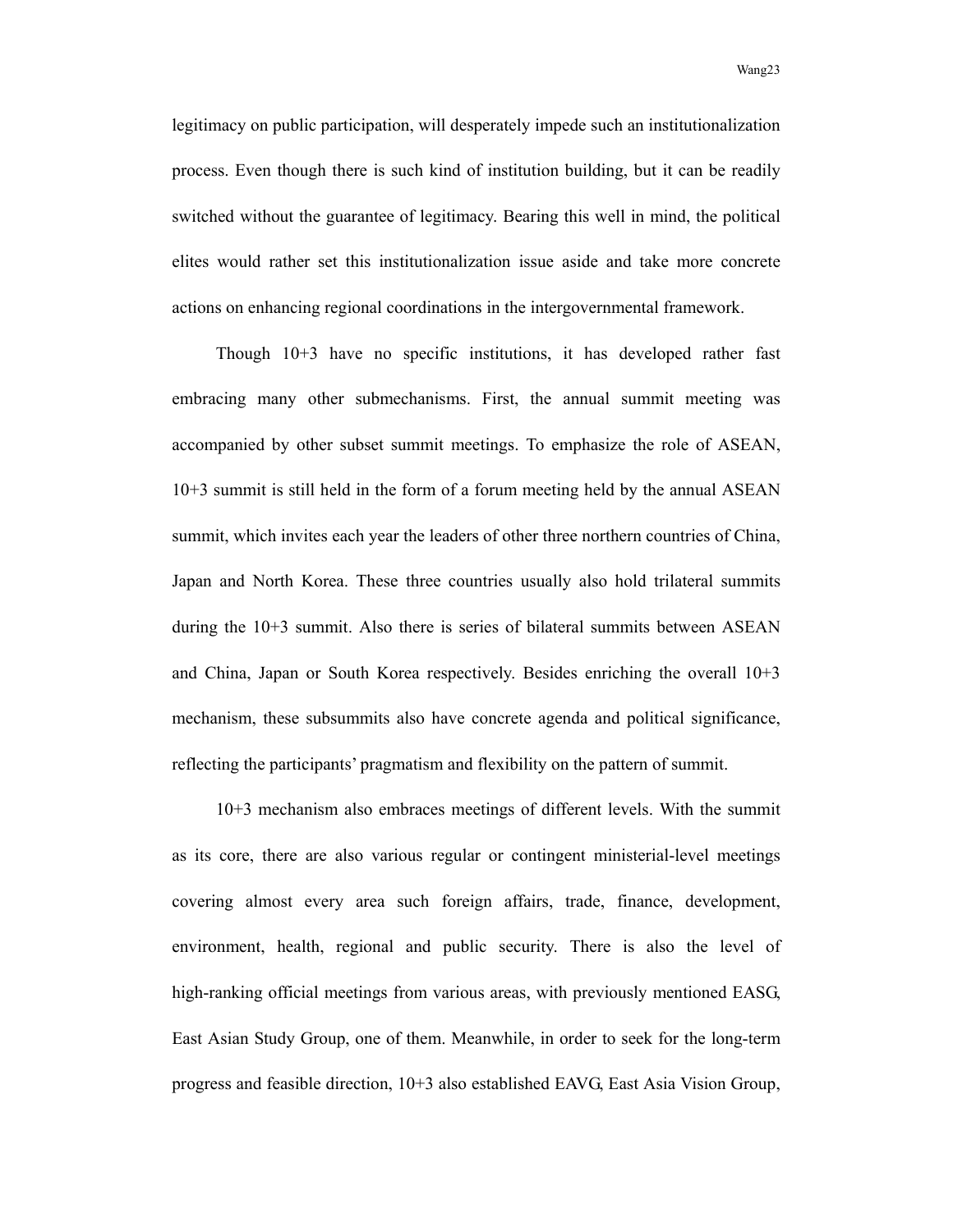legitimacy on public participation, will desperately impede such an institutionalization process. Even though there is such kind of institution building, but it can be readily switched without the guarantee of legitimacy. Bearing this well in mind, the political elites would rather set this institutionalization issue aside and take more concrete actions on enhancing regional coordinations in the intergovernmental framework.

Though 10+3 have no specific institutions, it has developed rather fast embracing many other submechanisms. First, the annual summit meeting was accompanied by other subset summit meetings. To emphasize the role of ASEAN, 10+3 summit is still held in the form of a forum meeting held by the annual ASEAN summit, which invites each year the leaders of other three northern countries of China, Japan and North Korea. These three countries usually also hold trilateral summits during the 10+3 summit. Also there is series of bilateral summits between ASEAN and China, Japan or South Korea respectively. Besides enriching the overall 10+3 mechanism, these subsummits also have concrete agenda and political significance, reflecting the participants' pragmatism and flexibility on the pattern of summit.

10+3 mechanism also embraces meetings of different levels. With the summit as its core, there are also various regular or contingent ministerial-level meetings covering almost every area such foreign affairs, trade, finance, development, environment, health, regional and public security. There is also the level of high-ranking official meetings from various areas, with previously mentioned EASG, East Asian Study Group, one of them. Meanwhile, in order to seek for the long-term progress and feasible direction, 10+3 also established EAVG, East Asia Vision Group,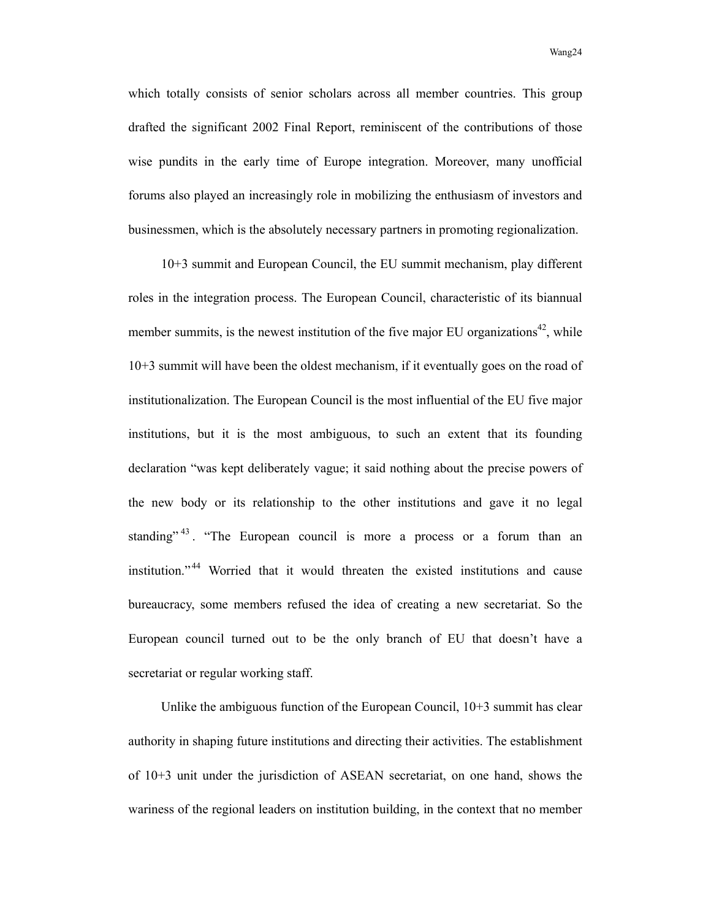which totally consists of senior scholars across all member countries. This group drafted the significant 2002 Final Report, reminiscent of the contributions of those wise pundits in the early time of Europe integration. Moreover, many unofficial forums also played an increasingly role in mobilizing the enthusiasm of investors and businessmen, which is the absolutely necessary partners in promoting regionalization.

10+3 summit and European Council, the EU summit mechanism, play different roles in the integration process. The European Council, characteristic of its biannual member summits, is the newest institution of the five major EU organizations[42], while 10+3 summit will have been the oldest mechanism, if it eventually goes on the road of institutionalization. The European Council is the most influential of the EU five major institutions, but it is the most ambiguous, to such an extent that its founding declaration "was kept deliberately vague; it said nothing about the precise powers of the new body or its relationship to the other institutions and gave it no legal standing"[43]. "The European council is more a process or a forum than an institution."[44] Worried that it would threaten the existed institutions and cause bureaucracy, some members refused the idea of creating a new secretariat. So the European council turned out to be the only branch of EU that doesn't have a secretariat or regular working staff.

Unlike the ambiguous function of the European Council, 10+3 summit has clear authority in shaping future institutions and directing their activities. The establishment of 10+3 unit under the jurisdiction of ASEAN secretariat, on one hand, shows the wariness of the regional leaders on institution building, in the context that no member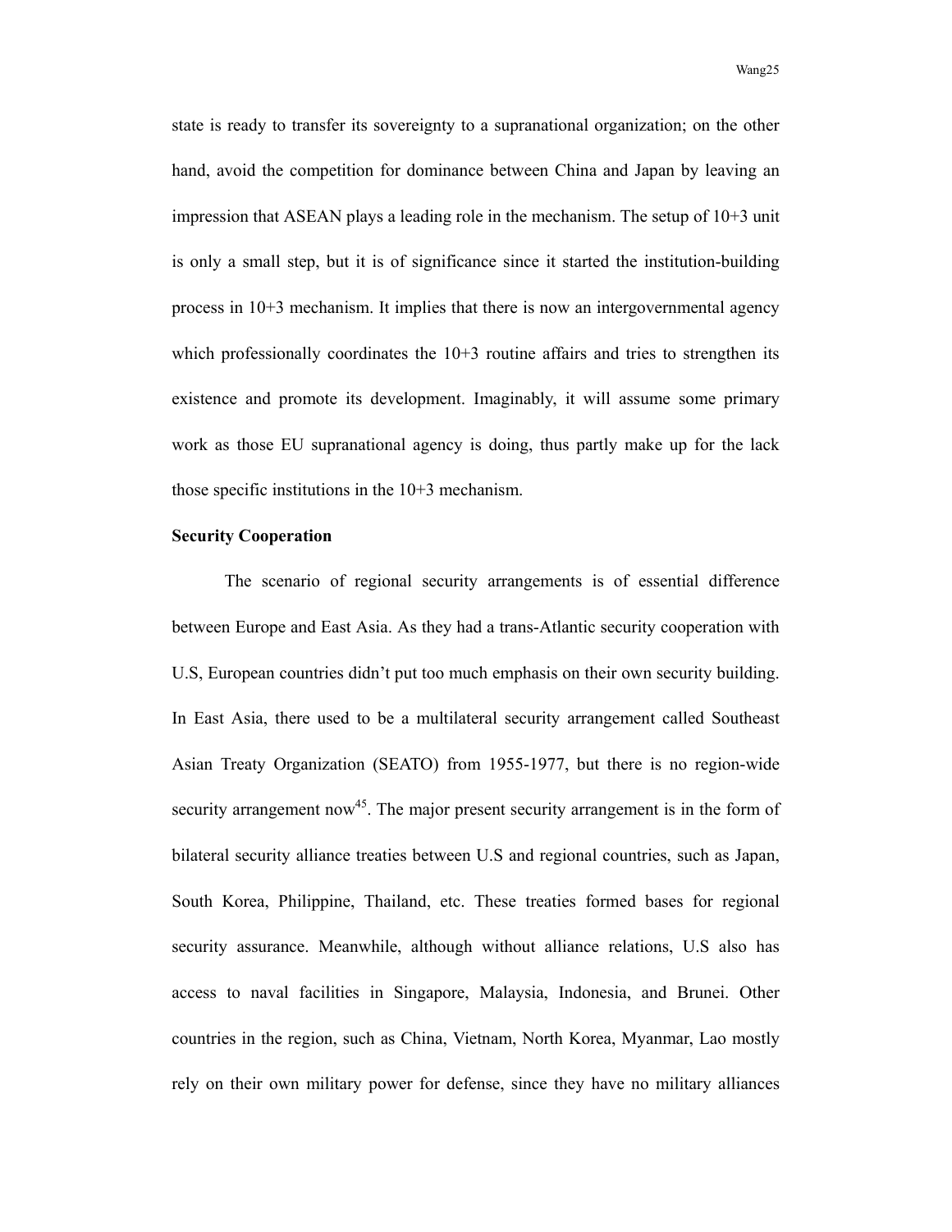state is ready to transfer its sovereignty to a supranational organization; on the other hand, avoid the competition for dominance between China and Japan by leaving an impression that ASEAN plays a leading role in the mechanism. The setup of 10+3 unit is only a small step, but it is of significance since it started the institution-building process in 10+3 mechanism. It implies that there is now an intergovernmental agency which professionally coordinates the 10+3 routine affairs and tries to strengthen its existence and promote its development. Imaginably, it will assume some primary work as those EU supranational agency is doing, thus partly make up for the lack those specific institutions in the 10+3 mechanism.

**Security Cooperation**

The scenario of regional security arrangements is of essential difference between Europe and East Asia. As they had a trans-Atlantic security cooperation with U.S, European countries didn't put too much emphasis on their own security building. In East Asia, there used to be a multilateral security arrangement called Southeast Asian Treaty Organization (SEATO) from 1955-1977, but there is no region-wide security arrangement now[45]. The major present security arrangement is in the form of bilateral security alliance treaties between U.S and regional countries, such as Japan, South Korea, Philippine, Thailand, etc. These treaties formed bases for regional security assurance. Meanwhile, although without alliance relations, U.S also has access to naval facilities in Singapore, Malaysia, Indonesia, and Brunei. Other countries in the region, such as China, Vietnam, North Korea, Myanmar, Lao mostly rely on their own military power for defense, since they have no military alliances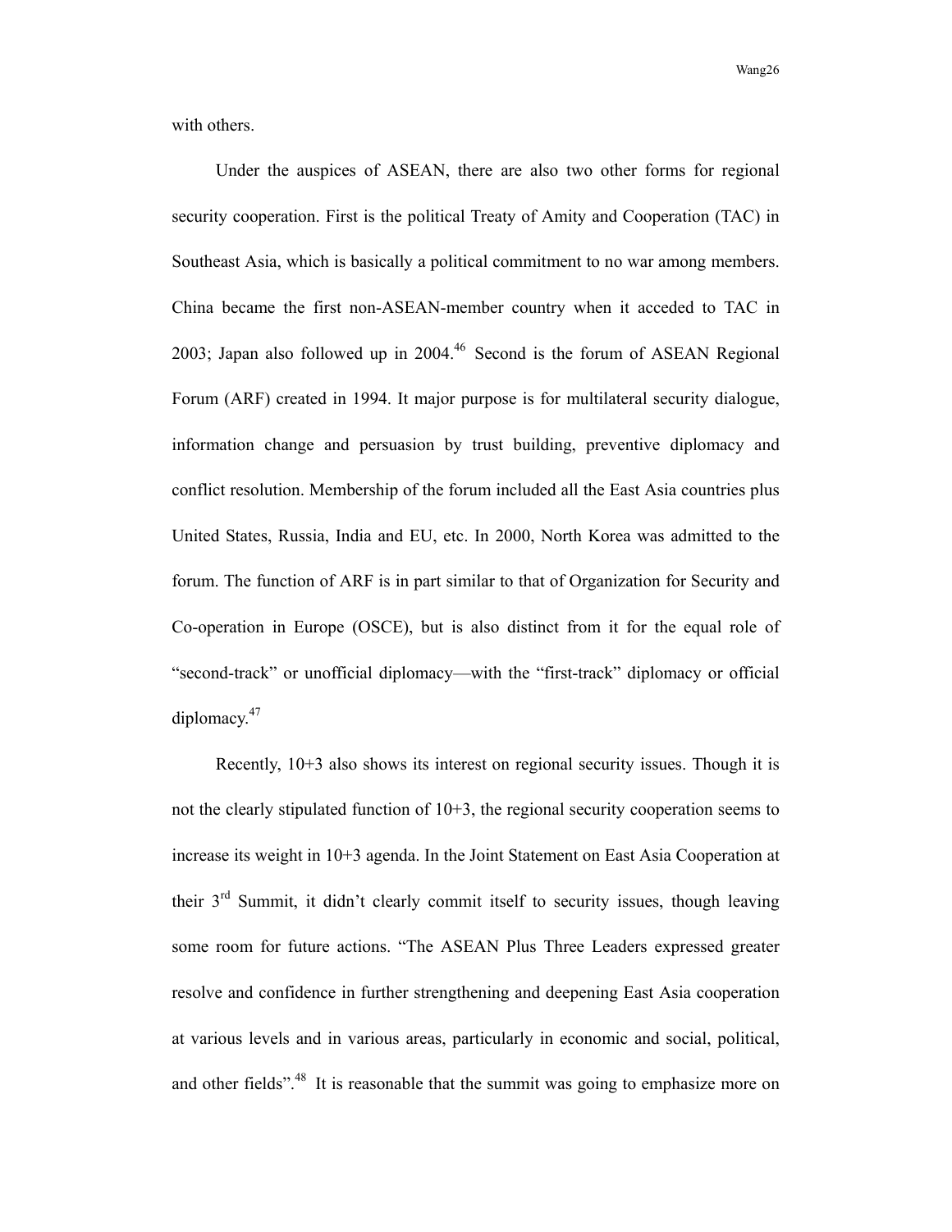with others.

Under the auspices of ASEAN, there are also two other forms for regional security cooperation. First is the political Treaty of Amity and Cooperation (TAC) in Southeast Asia, which is basically a political commitment to no war among members. China became the first non-ASEAN-member country when it acceded to TAC in 2003; Japan also followed up in 2004.[46] Second is the forum of ASEAN Regional Forum (ARF) created in 1994. It major purpose is for multilateral security dialogue, information change and persuasion by trust building, preventive diplomacy and conflict resolution. Membership of the forum included all the East Asia countries plus United States, Russia, India and EU, etc. In 2000, North Korea was admitted to the forum. The function of ARF is in part similar to that of Organization for Security and Co-operation in Europe (OSCE), but is also distinct from it for the equal role of "second-track" or unofficial diplomacy—with the "first-track" diplomacy or official diplomacy.[47]

Recently, 10+3 also shows its interest on regional security issues. Though it is not the clearly stipulated function of 10+3, the regional security cooperation seems to increase its weight in 10+3 agenda. In the Joint Statement on East Asia Cooperation at their 3rd Summit, it didn't clearly commit itself to security issues, though leaving some room for future actions. "The ASEAN Plus Three Leaders expressed greater resolve and confidence in further strengthening and deepening East Asia cooperation at various levels and in various areas, particularly in economic and social, political, and other fields".[48] It is reasonable that the summit was going to emphasize more on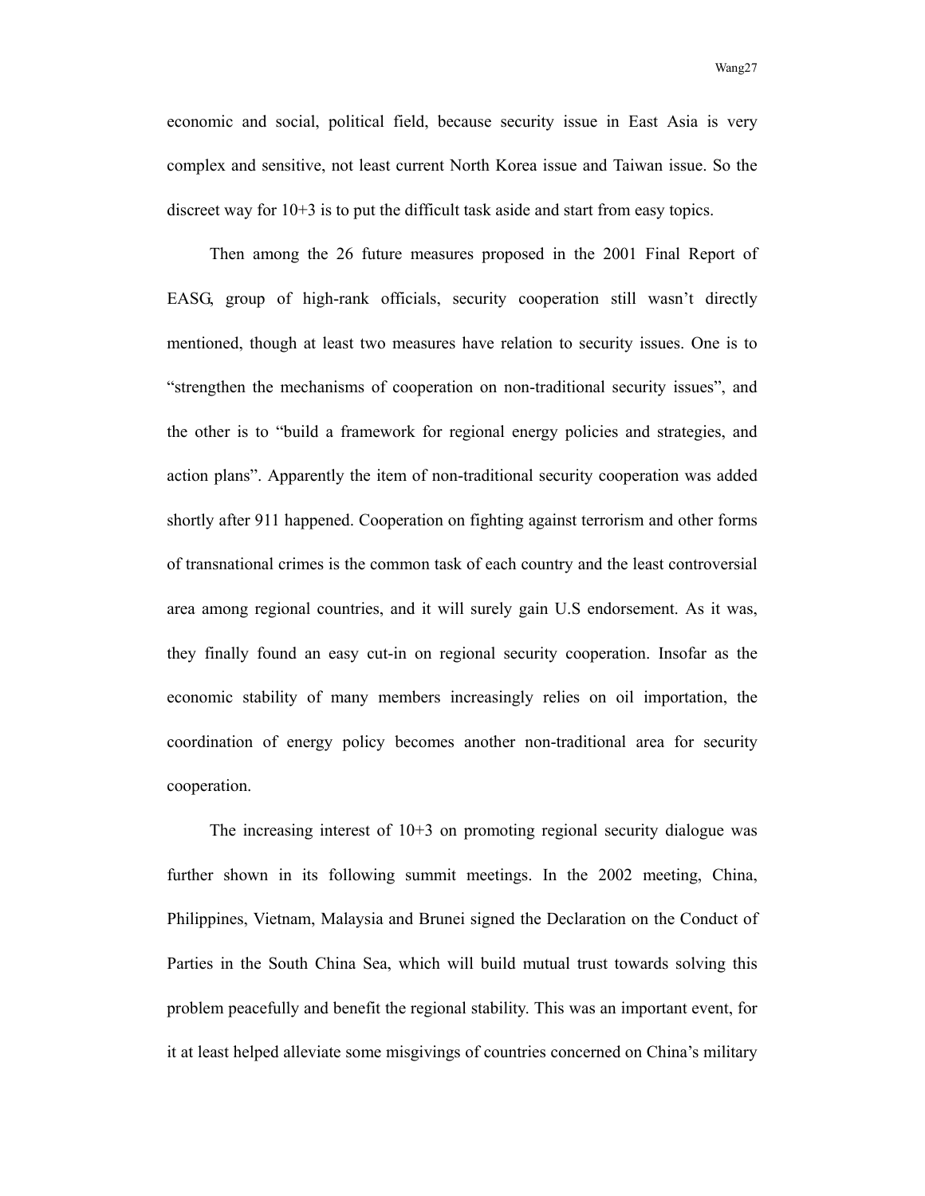economic and social, political field, because security issue in East Asia is very complex and sensitive, not least current North Korea issue and Taiwan issue. So the discreet way for 10+3 is to put the difficult task aside and start from easy topics.

Then among the 26 future measures proposed in the 2001 Final Report of EASG, group of high-rank officials, security cooperation still wasn't directly mentioned, though at least two measures have relation to security issues. One is to "strengthen the mechanisms of cooperation on non-traditional security issues", and the other is to "build a framework for regional energy policies and strategies, and action plans". Apparently the item of non-traditional security cooperation was added shortly after 911 happened. Cooperation on fighting against terrorism and other forms of transnational crimes is the common task of each country and the least controversial area among regional countries, and it will surely gain U.S endorsement. As it was, they finally found an easy cut-in on regional security cooperation. Insofar as the economic stability of many members increasingly relies on oil importation, the coordination of energy policy becomes another non-traditional area for security cooperation.

The increasing interest of 10+3 on promoting regional security dialogue was further shown in its following summit meetings. In the 2002 meeting, China, Philippines, Vietnam, Malaysia and Brunei signed the Declaration on the Conduct of Parties in the South China Sea, which will build mutual trust towards solving this problem peacefully and benefit the regional stability. This was an important event, for it at least helped alleviate some misgivings of countries concerned on China's military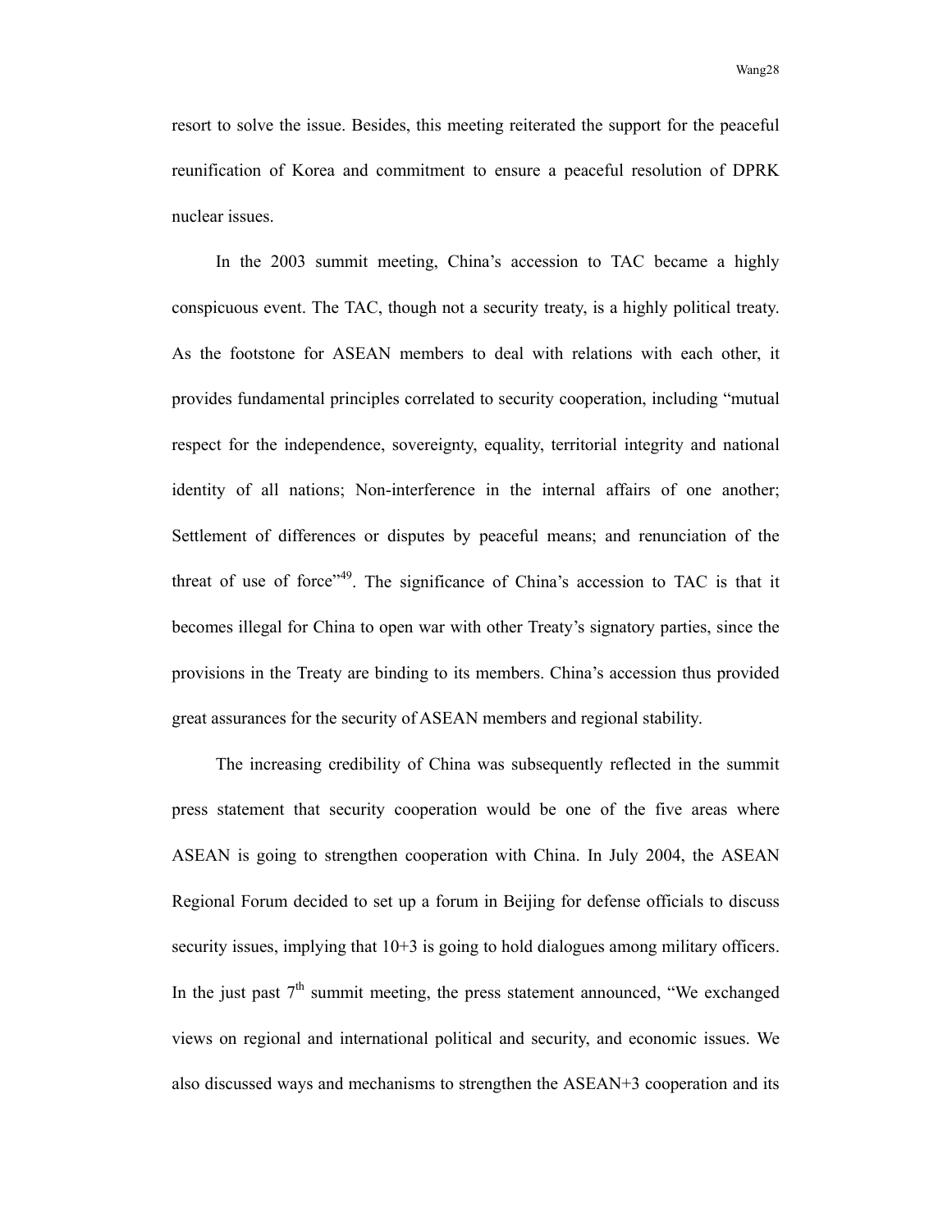resort to solve the issue. Besides, this meeting reiterated the support for the peaceful reunification of Korea and commitment to ensure a peaceful resolution of DPRK nuclear issues.

In the 2003 summit meeting, China's accession to TAC became a highly conspicuous event. The TAC, though not a security treaty, is a highly political treaty. As the footstone for ASEAN members to deal with relations with each other, it provides fundamental principles correlated to security cooperation, including "mutual respect for the independence, sovereignty, equality, territorial integrity and national identity of all nations; Non-interference in the internal affairs of one another; Settlement of differences or disputes by peaceful means; and renunciation of the threat of use of force"[49]. The significance of China's accession to TAC is that it becomes illegal for China to open war with other Treaty's signatory parties, since the provisions in the Treaty are binding to its members. China's accession thus provided great assurances for the security of ASEAN members and regional stability.

The increasing credibility of China was subsequently reflected in the summit press statement that security cooperation would be one of the five areas where ASEAN is going to strengthen cooperation with China. In July 2004, the ASEAN Regional Forum decided to set up a forum in Beijing for defense officials to discuss security issues, implying that 10+3 is going to hold dialogues among military officers. In the just past 7th summit meeting, the press statement announced, "We exchanged views on regional and international political and security, and economic issues. We also discussed ways and mechanisms to strengthen the ASEAN+3 cooperation and its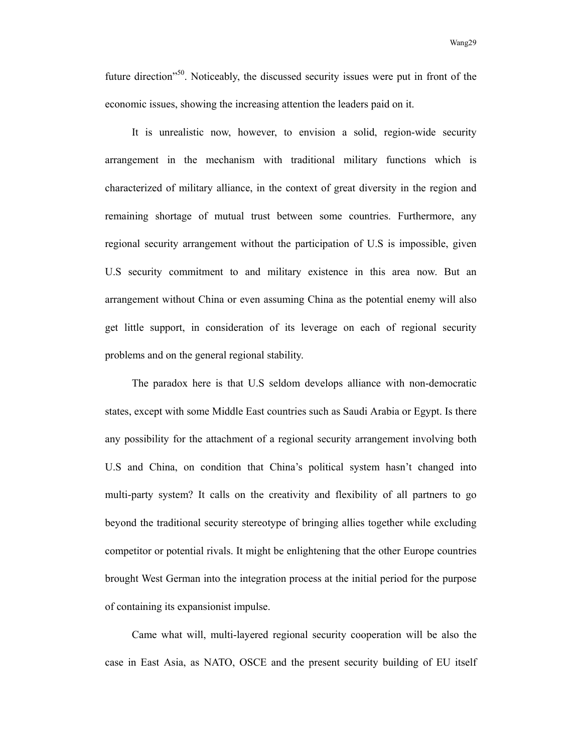future direction"[50]. Noticeably, the discussed security issues were put in front of the economic issues, showing the increasing attention the leaders paid on it.

It is unrealistic now, however, to envision a solid, region-wide security arrangement in the mechanism with traditional military functions which is characterized of military alliance, in the context of great diversity in the region and remaining shortage of mutual trust between some countries. Furthermore, any regional security arrangement without the participation of U.S is impossible, given U.S security commitment to and military existence in this area now. But an arrangement without China or even assuming China as the potential enemy will also get little support, in consideration of its leverage on each of regional security problems and on the general regional stability.

The paradox here is that U.S seldom develops alliance with non-democratic states, except with some Middle East countries such as Saudi Arabia or Egypt. Is there any possibility for the attachment of a regional security arrangement involving both U.S and China, on condition that China's political system hasn't changed into multi-party system? It calls on the creativity and flexibility of all partners to go beyond the traditional security stereotype of bringing allies together while excluding competitor or potential rivals. It might be enlightening that the other Europe countries brought West German into the integration process at the initial period for the purpose of containing its expansionist impulse.

Came what will, multi-layered regional security cooperation will be also the case in East Asia, as NATO, OSCE and the present security building of EU itself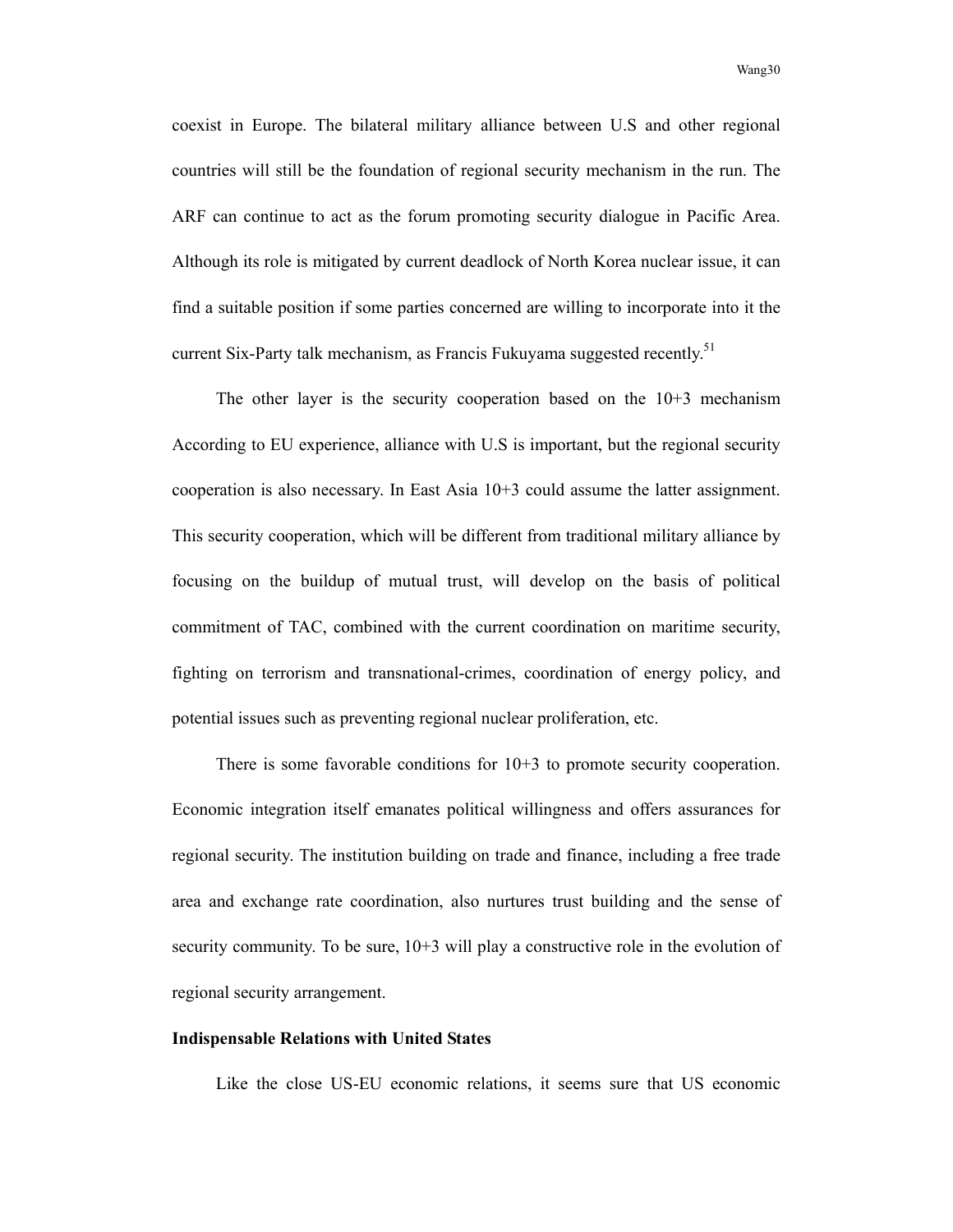coexist in Europe. The bilateral military alliance between U.S and other regional countries will still be the foundation of regional security mechanism in the run. The ARF can continue to act as the forum promoting security dialogue in Pacific Area. Although its role is mitigated by current deadlock of North Korea nuclear issue, it can find a suitable position if some parties concerned are willing to incorporate into it the current Six-Party talk mechanism, as Francis Fukuyama suggested recently.[51]

The other layer is the security cooperation based on the 10+3 mechanism According to EU experience, alliance with U.S is important, but the regional security cooperation is also necessary. In East Asia 10+3 could assume the latter assignment. This security cooperation, which will be different from traditional military alliance by focusing on the buildup of mutual trust, will develop on the basis of political commitment of TAC, combined with the current coordination on maritime security, fighting on terrorism and transnational-crimes, coordination of energy policy, and potential issues such as preventing regional nuclear proliferation, etc.

There is some favorable conditions for 10+3 to promote security cooperation. Economic integration itself emanates political willingness and offers assurances for regional security. The institution building on trade and finance, including a free trade area and exchange rate coordination, also nurtures trust building and the sense of security community. To be sure, 10+3 will play a constructive role in the evolution of regional security arrangement.

**Indispensable Relations with United States**

Like the close US-EU economic relations, it seems sure that US economic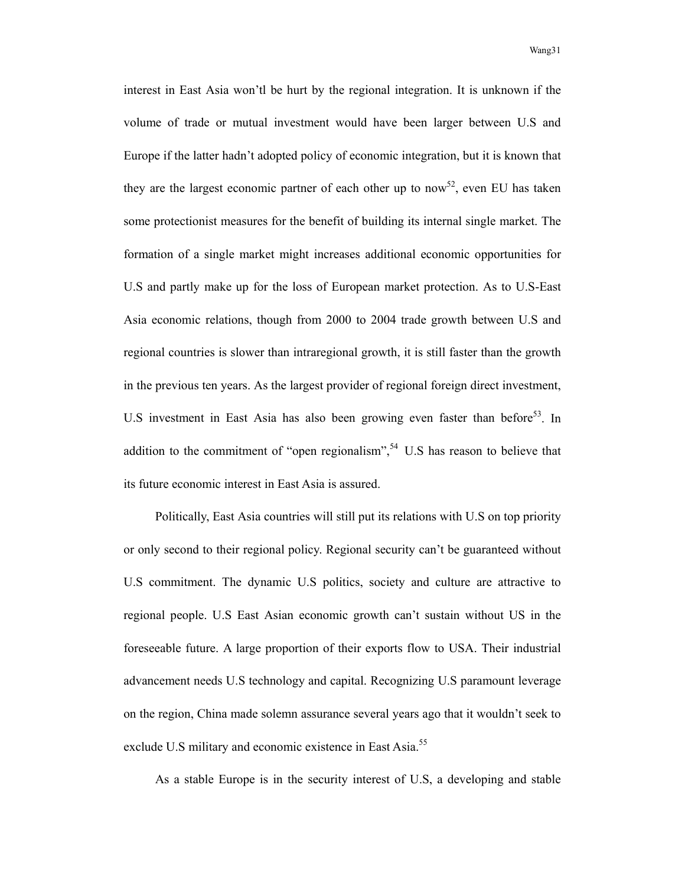interest in East Asia won'tl be hurt by the regional integration. It is unknown if the volume of trade or mutual investment would have been larger between U.S and Europe if the latter hadn't adopted policy of economic integration, but it is known that they are the largest economic partner of each other up to now[52], even EU has taken some protectionist measures for the benefit of building its internal single market. The formation of a single market might increases additional economic opportunities for U.S and partly make up for the loss of European market protection. As to U.S-East Asia economic relations, though from 2000 to 2004 trade growth between U.S and regional countries is slower than intraregional growth, it is still faster than the growth in the previous ten years. As the largest provider of regional foreign direct investment, U.S investment in East Asia has also been growing even faster than before[53]. In addition to the commitment of "open regionalism",[54] U.S has reason to believe that its future economic interest in East Asia is assured.

Politically, East Asia countries will still put its relations with U.S on top priority or only second to their regional policy. Regional security can't be guaranteed without U.S commitment. The dynamic U.S politics, society and culture are attractive to regional people. U.S East Asian economic growth can't sustain without US in the foreseeable future. A large proportion of their exports flow to USA. Their industrial advancement needs U.S technology and capital. Recognizing U.S paramount leverage on the region, China made solemn assurance several years ago that it wouldn't seek to exclude U.S military and economic existence in East Asia.[55]

As a stable Europe is in the security interest of U.S, a developing and stable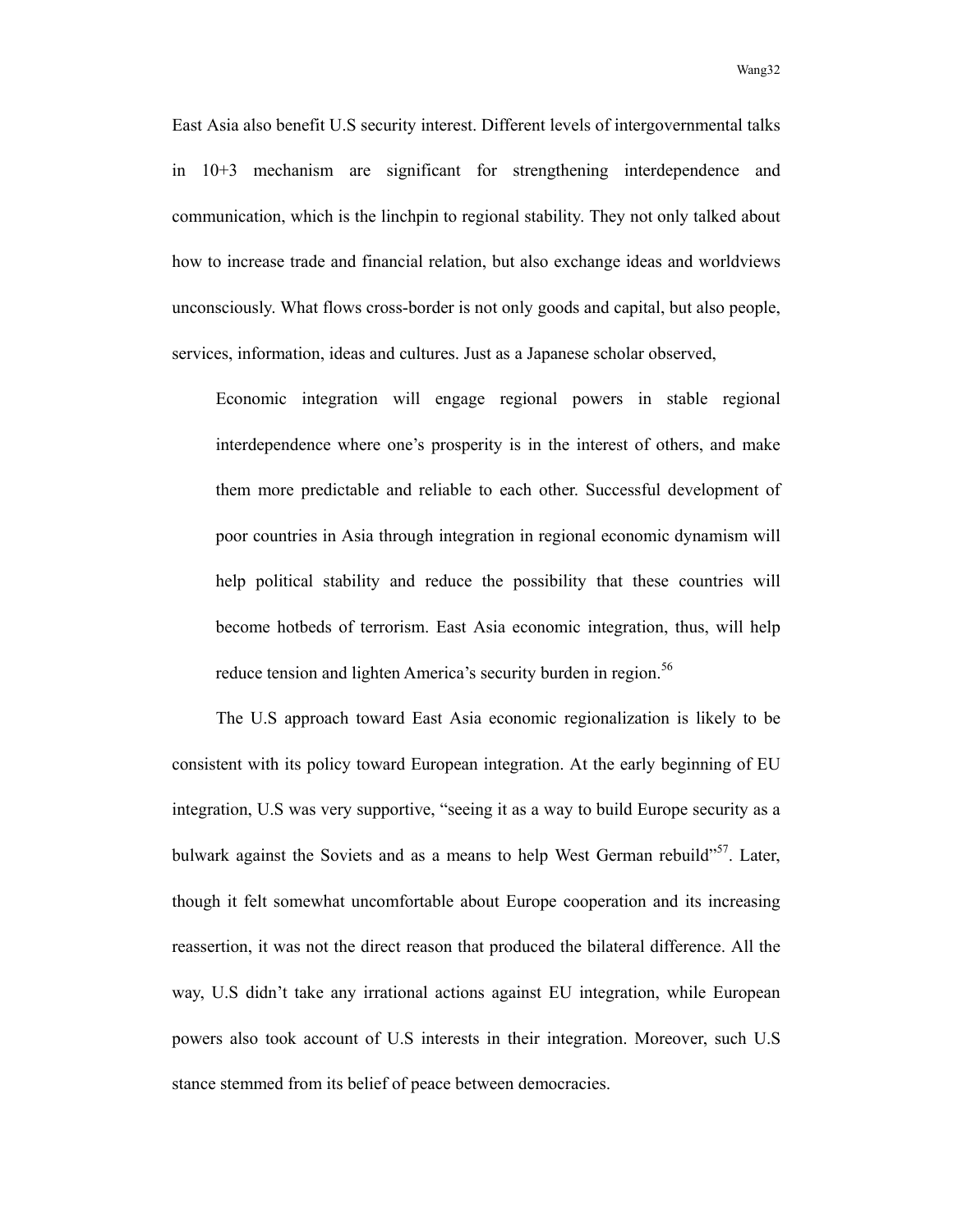East Asia also benefit U.S security interest. Different levels of intergovernmental talks in 10+3 mechanism are significant for strengthening interdependence and communication, which is the linchpin to regional stability. They not only talked about how to increase trade and financial relation, but also exchange ideas and worldviews unconsciously. What flows cross-border is not only goods and capital, but also people, services, information, ideas and cultures. Just as a Japanese scholar observed,

> Economic integration will engage regional powers in stable regional interdependence where one's prosperity is in the interest of others, and make them more predictable and reliable to each other. Successful development of poor countries in Asia through integration in regional economic dynamism will help political stability and reduce the possibility that these countries will become hotbeds of terrorism. East Asia economic integration, thus, will help reduce tension and lighten America's security burden in region.[56]

The U.S approach toward East Asia economic regionalization is likely to be consistent with its policy toward European integration. At the early beginning of EU integration, U.S was very supportive, "seeing it as a way to build Europe security as a bulwark against the Soviets and as a means to help West German rebuild"[57]. Later, though it felt somewhat uncomfortable about Europe cooperation and its increasing reassertion, it was not the direct reason that produced the bilateral difference. All the way, U.S didn't take any irrational actions against EU integration, while European powers also took account of U.S interests in their integration. Moreover, such U.S stance stemmed from its belief of peace between democracies.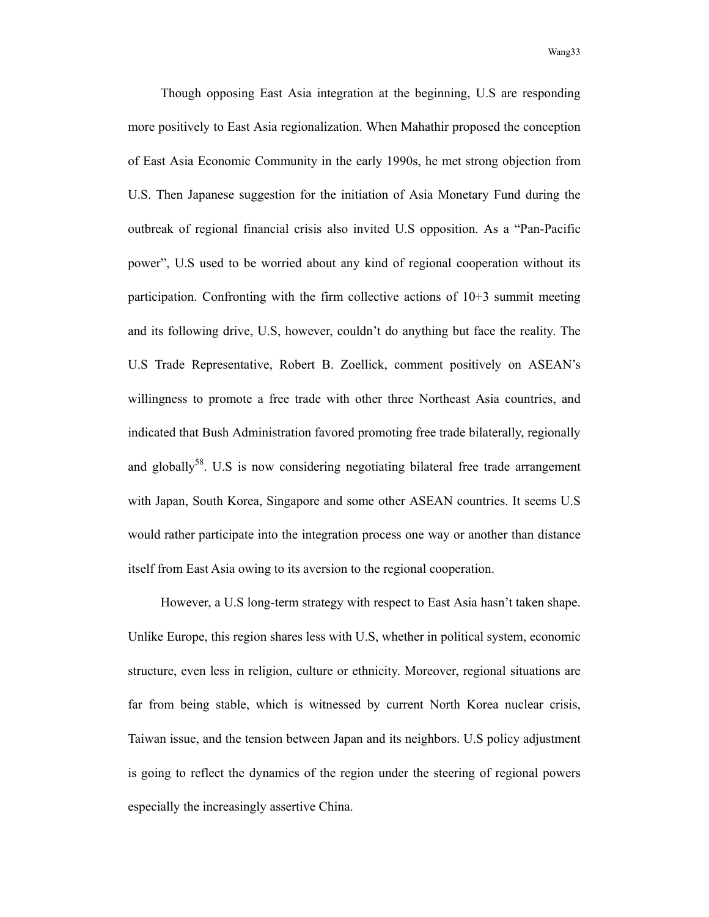Though opposing East Asia integration at the beginning, U.S are responding more positively to East Asia regionalization. When Mahathir proposed the conception of East Asia Economic Community in the early 1990s, he met strong objection from U.S. Then Japanese suggestion for the initiation of Asia Monetary Fund during the outbreak of regional financial crisis also invited U.S opposition. As a "Pan-Pacific power", U.S used to be worried about any kind of regional cooperation without its participation. Confronting with the firm collective actions of 10+3 summit meeting and its following drive, U.S, however, couldn't do anything but face the reality. The U.S Trade Representative, Robert B. Zoellick, comment positively on ASEAN's willingness to promote a free trade with other three Northeast Asia countries, and indicated that Bush Administration favored promoting free trade bilaterally, regionally and globally[58]. U.S is now considering negotiating bilateral free trade arrangement with Japan, South Korea, Singapore and some other ASEAN countries. It seems U.S would rather participate into the integration process one way or another than distance itself from East Asia owing to its aversion to the regional cooperation.

However, a U.S long-term strategy with respect to East Asia hasn't taken shape. Unlike Europe, this region shares less with U.S, whether in political system, economic structure, even less in religion, culture or ethnicity. Moreover, regional situations are far from being stable, which is witnessed by current North Korea nuclear crisis, Taiwan issue, and the tension between Japan and its neighbors. U.S policy adjustment is going to reflect the dynamics of the region under the steering of regional powers especially the increasingly assertive China.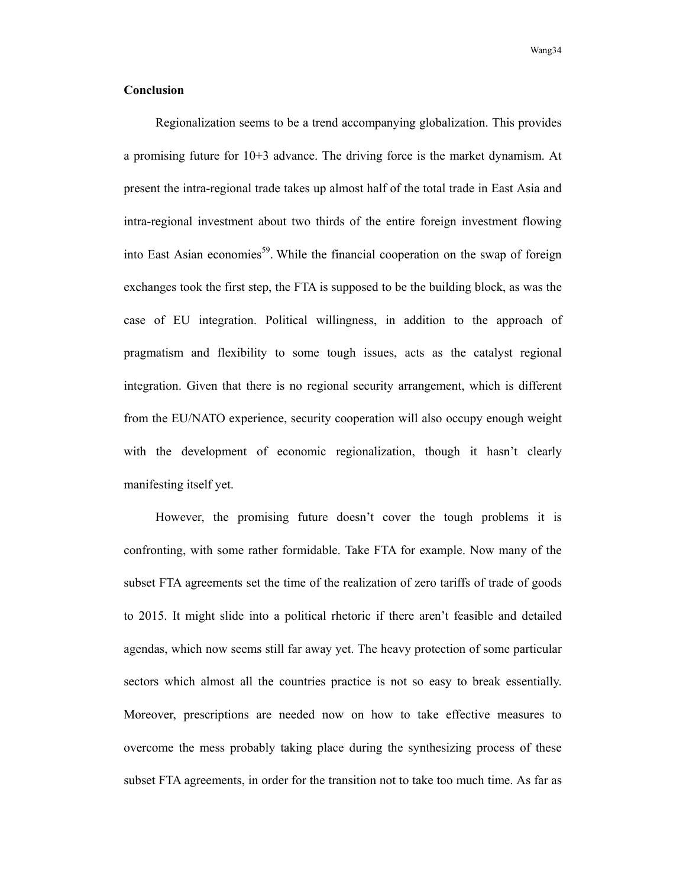## Conclusion

Regionalization seems to be a trend accompanying globalization. This provides a promising future for 10+3 advance. The driving force is the market dynamism. At present the intra-regional trade takes up almost half of the total trade in East Asia and intra-regional investment about two thirds of the entire foreign investment flowing into East Asian economies[59]. While the financial cooperation on the swap of foreign exchanges took the first step, the FTA is supposed to be the building block, as was the case of EU integration. Political willingness, in addition to the approach of pragmatism and flexibility to some tough issues, acts as the catalyst regional integration. Given that there is no regional security arrangement, which is different from the EU/NATO experience, security cooperation will also occupy enough weight with the development of economic regionalization, though it hasn't clearly manifesting itself yet.

However, the promising future doesn't cover the tough problems it is confronting, with some rather formidable. Take FTA for example. Now many of the subset FTA agreements set the time of the realization of zero tariffs of trade of goods to 2015. It might slide into a political rhetoric if there aren't feasible and detailed agendas, which now seems still far away yet. The heavy protection of some particular sectors which almost all the countries practice is not so easy to break essentially. Moreover, prescriptions are needed now on how to take effective measures to overcome the mess probably taking place during the synthesizing process of these subset FTA agreements, in order for the transition not to take too much time. As far as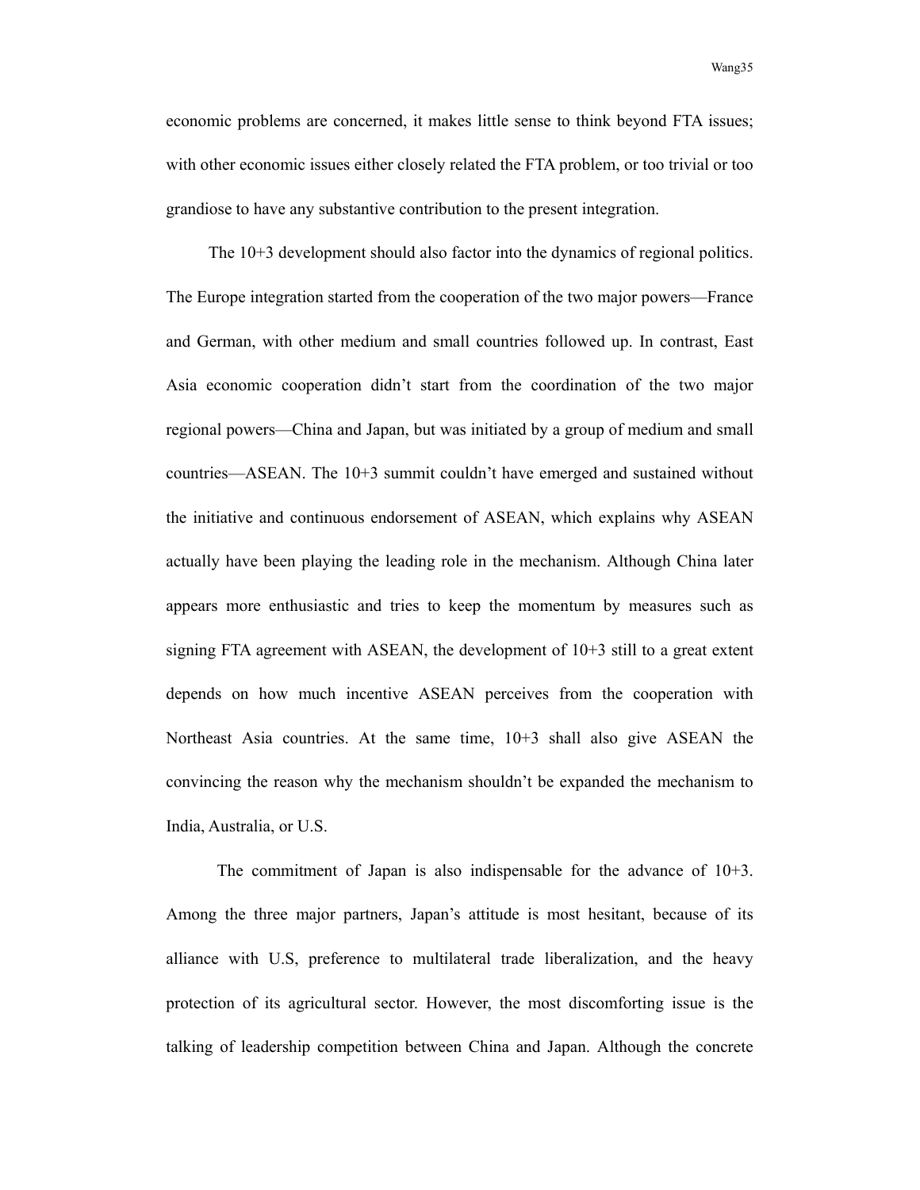economic problems are concerned, it makes little sense to think beyond FTA issues; with other economic issues either closely related the FTA problem, or too trivial or too grandiose to have any substantive contribution to the present integration.

The 10+3 development should also factor into the dynamics of regional politics. The Europe integration started from the cooperation of the two major powers—France and German, with other medium and small countries followed up. In contrast, East Asia economic cooperation didn't start from the coordination of the two major regional powers—China and Japan, but was initiated by a group of medium and small countries—ASEAN. The 10+3 summit couldn't have emerged and sustained without the initiative and continuous endorsement of ASEAN, which explains why ASEAN actually have been playing the leading role in the mechanism. Although China later appears more enthusiastic and tries to keep the momentum by measures such as signing FTA agreement with ASEAN, the development of 10+3 still to a great extent depends on how much incentive ASEAN perceives from the cooperation with Northeast Asia countries. At the same time, 10+3 shall also give ASEAN the convincing the reason why the mechanism shouldn't be expanded the mechanism to India, Australia, or U.S.

The commitment of Japan is also indispensable for the advance of 10+3. Among the three major partners, Japan's attitude is most hesitant, because of its alliance with U.S, preference to multilateral trade liberalization, and the heavy protection of its agricultural sector. However, the most discomforting issue is the talking of leadership competition between China and Japan. Although the concrete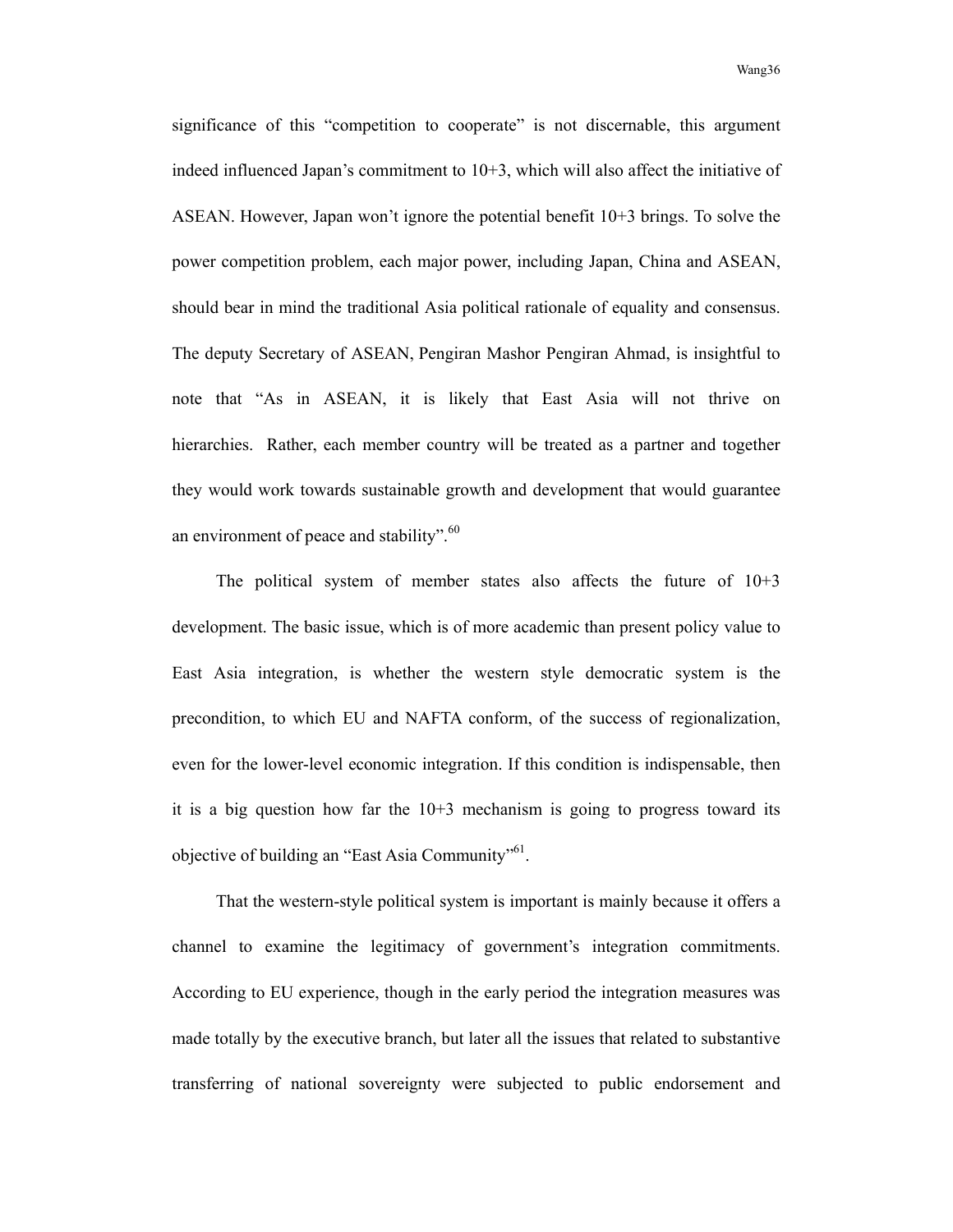significance of this "competition to cooperate" is not discernable, this argument indeed influenced Japan's commitment to 10+3, which will also affect the initiative of ASEAN. However, Japan won't ignore the potential benefit 10+3 brings. To solve the power competition problem, each major power, including Japan, China and ASEAN, should bear in mind the traditional Asia political rationale of equality and consensus. The deputy Secretary of ASEAN, Pengiran Mashor Pengiran Ahmad, is insightful to note that "As in ASEAN, it is likely that East Asia will not thrive on hierarchies. Rather, each member country will be treated as a partner and together they would work towards sustainable growth and development that would guarantee an environment of peace and stability".[60]

The political system of member states also affects the future of 10+3 development. The basic issue, which is of more academic than present policy value to East Asia integration, is whether the western style democratic system is the precondition, to which EU and NAFTA conform, of the success of regionalization, even for the lower-level economic integration. If this condition is indispensable, then it is a big question how far the 10+3 mechanism is going to progress toward its objective of building an "East Asia Community"[61].

That the western-style political system is important is mainly because it offers a channel to examine the legitimacy of government's integration commitments. According to EU experience, though in the early period the integration measures was made totally by the executive branch, but later all the issues that related to substantive transferring of national sovereignty were subjected to public endorsement and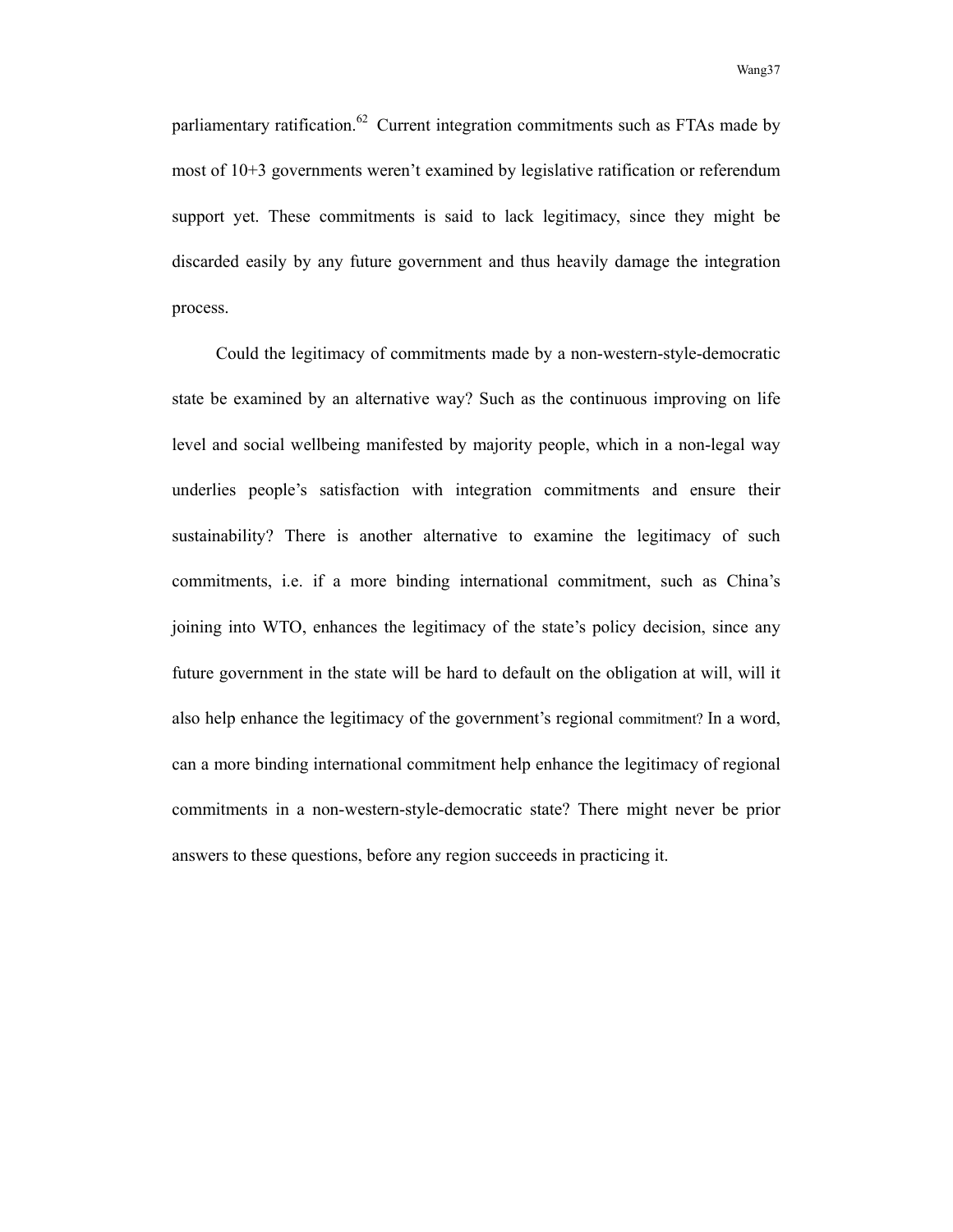parliamentary ratification.[62] Current integration commitments such as FTAs made by most of 10+3 governments weren't examined by legislative ratification or referendum support yet. These commitments is said to lack legitimacy, since they might be discarded easily by any future government and thus heavily damage the integration process.

Could the legitimacy of commitments made by a non-western-style-democratic state be examined by an alternative way? Such as the continuous improving on life level and social wellbeing manifested by majority people, which in a non-legal way underlies people's satisfaction with integration commitments and ensure their sustainability? There is another alternative to examine the legitimacy of such commitments, i.e. if a more binding international commitment, such as China's joining into WTO, enhances the legitimacy of the state's policy decision, since any future government in the state will be hard to default on the obligation at will, will it also help enhance the legitimacy of the government's regional commitment? In a word, can a more binding international commitment help enhance the legitimacy of regional commitments in a non-western-style-democratic state? There might never be prior answers to these questions, before any region succeeds in practicing it.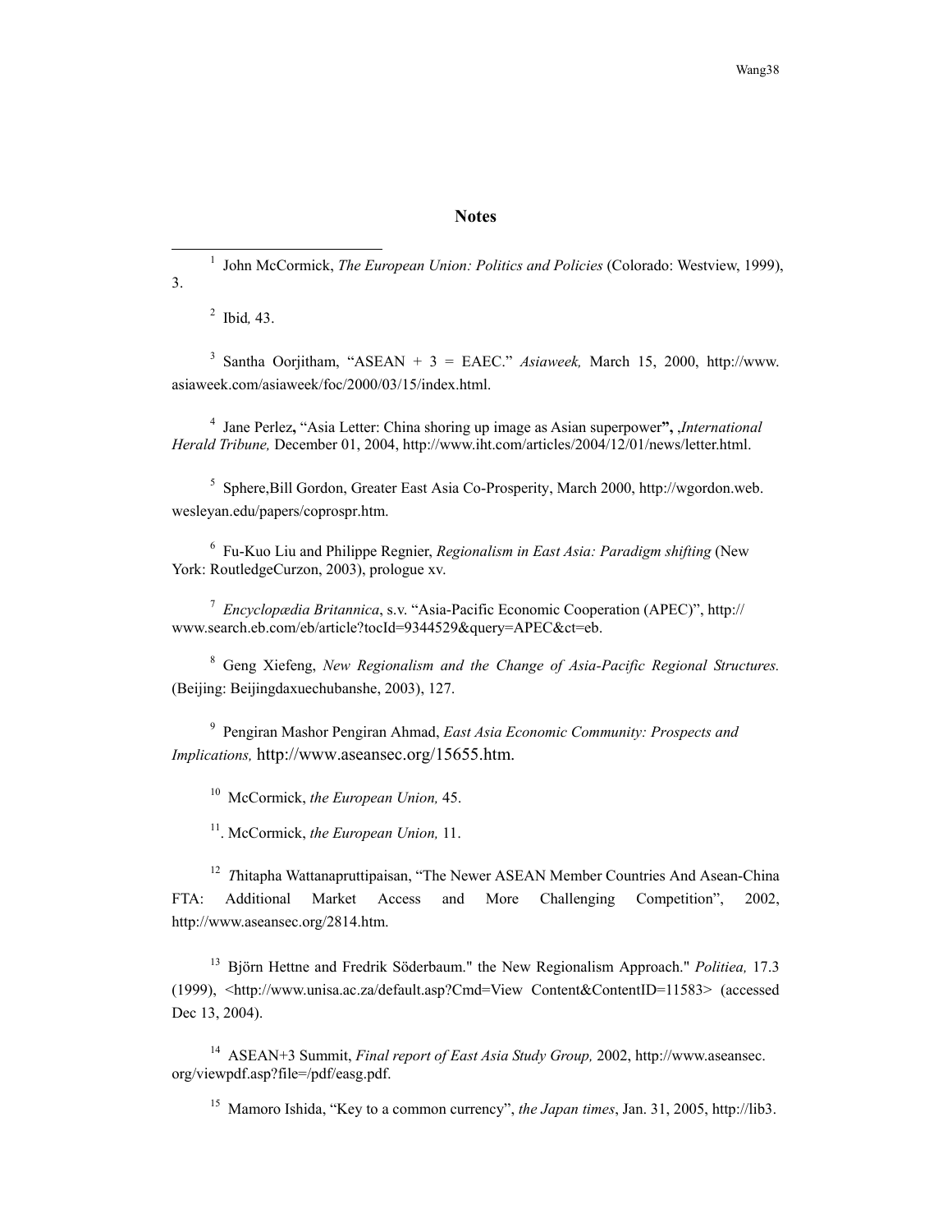## Notes

[1] John McCormick, *The European Union: Politics and Policies* (Colorado: Westview, 1999), 3.

[2] Ibid*,* 43.

[3] Santha Oorjitham, "ASEAN + 3 = EAEC." *Asiaweek,* March 15, 2000, http://www.asiaweek.com/asiaweek/foc/2000/03/15/index.html.

[4] Jane Perlez**,** "Asia Letter: China shoring up image as Asian superpower**",** ,*International Herald Tribune,* December 01, 2004, http://www.iht.com/articles/2004/12/01/news/letter.html.

[5] Sphere,Bill Gordon, Greater East Asia Co-Prosperity, March 2000, http://wgordon.web.wesleyan.edu/papers/coprospr.htm.

[6] Fu-Kuo Liu and Philippe Regnier, *Regionalism in East Asia: Paradigm shifting* (New York: RoutledgeCurzon, 2003), prologue xv.

[7] *Encyclopædia Britannica*, s.v. "Asia-Pacific Economic Cooperation (APEC)", http://www.search.eb.com/eb/article?tocId=9344529&query=APEC&ct=eb.

[8] Geng Xiefeng, *New Regionalism and the Change of Asia-Pacific Regional Structures.* (Beijing: Beijingdaxuechubanshe, 2003), 127.

[9] Pengiran Mashor Pengiran Ahmad, *East Asia Economic Community: Prospects and Implications,* http://www.aseansec.org/15655.htm.

[10] McCormick, *the European Union,* 45.

[11]. McCormick, *the European Union,* 11.

[12] *T*hitapha Wattanapruttipaisan, "The Newer ASEAN Member Countries And Asean-China FTA: Additional Market Access and More Challenging Competition", 2002, http://www.aseansec.org/2814.htm.

[13] Björn Hettne and Fredrik Söderbaum." the New Regionalism Approach." *Politiea,* 17.3 (1999), <http://www.unisa.ac.za/default.asp?Cmd=View Content&ContentID=11583> (accessed Dec 13, 2004).

[14] ASEAN+3 Summit, *Final report of East Asia Study Group,* 2002, http://www.aseansec.org/viewpdf.asp?file=/pdf/easg.pdf.

[15] Mamoro Ishida, "Key to a common currency", *the Japan times*, Jan. 31, 2005, http://lib3.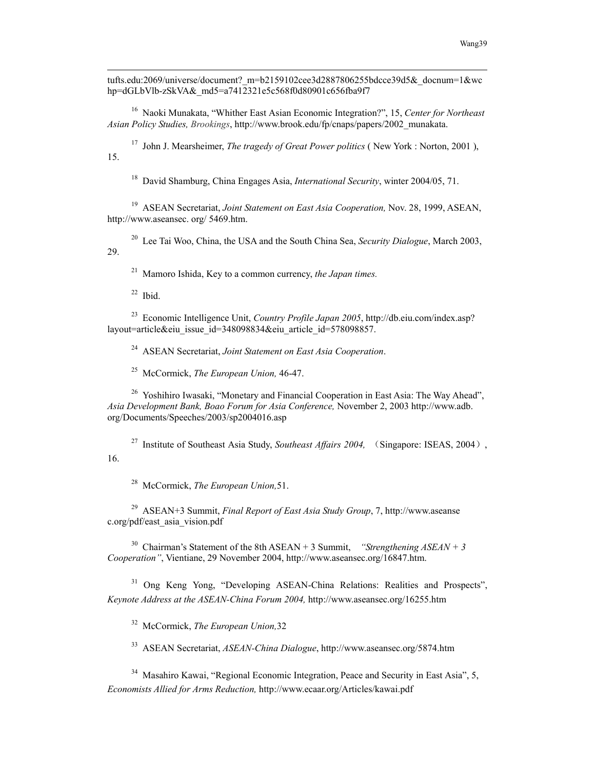tufts.edu:2069/universe/document?_m=b2159102cee3d2887806255bdcce39d5&_docnum=1&wchp=dGLbVlb-zSkVA&_md5=a7412321e5c568f0d80901c656fba9f7

[16] Naoki Munakata, "Whither East Asian Economic Integration?", 15, *Center for Northeast Asian Policy Studies, Brookings*, http://www.brook.edu/fp/cnaps/papers/2002_munakata.

[17] John J. Mearsheimer, *The tragedy of Great Power politics* ( New York : Norton, 2001 ), 15.

[18] David Shamburg, China Engages Asia, *International Security*, winter 2004/05, 71.

[19] ASEAN Secretariat, *Joint Statement on East Asia Cooperation,* Nov. 28, 1999, ASEAN, http://www.aseansec. org/ 5469.htm.

[20] Lee Tai Woo, China, the USA and the South China Sea, *Security Dialogue*, March 2003, 29.

[21] Mamoro Ishida, Key to a common currency, *the Japan times.*

[22] Ibid.

[23] Economic Intelligence Unit, *Country Profile Japan 2005*, http://db.eiu.com/index.asp?layout=article&eiu_issue_id=348098834&eiu_article_id=578098857.

[24] ASEAN Secretariat, *Joint Statement on East Asia Cooperation*.

[25] McCormick, *The European Union,* 46-47.

[26] Yoshihiro Iwasaki, "Monetary and Financial Cooperation in East Asia: The Way Ahead", *Asia Development Bank, Boao Forum for Asia Conference,* November 2, 2003 http://www.adb.org/Documents/Speeches/2003/sp2004016.asp

[27] Institute of Southeast Asia Study, *Southeast Affairs 2004,* （Singapore: ISEAS, 2004）, 16.

[28] McCormick, *The European Union,*51.

[29] ASEAN+3 Summit, *Final Report of East Asia Study Group*, 7, http://www.aseansec.org/pdf/east_asia_vision.pdf

[30] Chairman's Statement of the 8th ASEAN + 3 Summit, *"Strengthening ASEAN + 3 Cooperation"*, Vientiane, 29 November 2004, http://www.aseansec.org/16847.htm.

[31] Ong Keng Yong, "Developing ASEAN-China Relations: Realities and Prospects", *Keynote Address at the ASEAN-China Forum 2004,* http://www.aseansec.org/16255.htm

[32] McCormick, *The European Union,*32

[33] ASEAN Secretariat, *ASEAN-China Dialogue*, http://www.aseansec.org/5874.htm

[34] Masahiro Kawai, "Regional Economic Integration, Peace and Security in East Asia", 5, *Economists Allied for Arms Reduction,* http://www.ecaar.org/Articles/kawai.pdf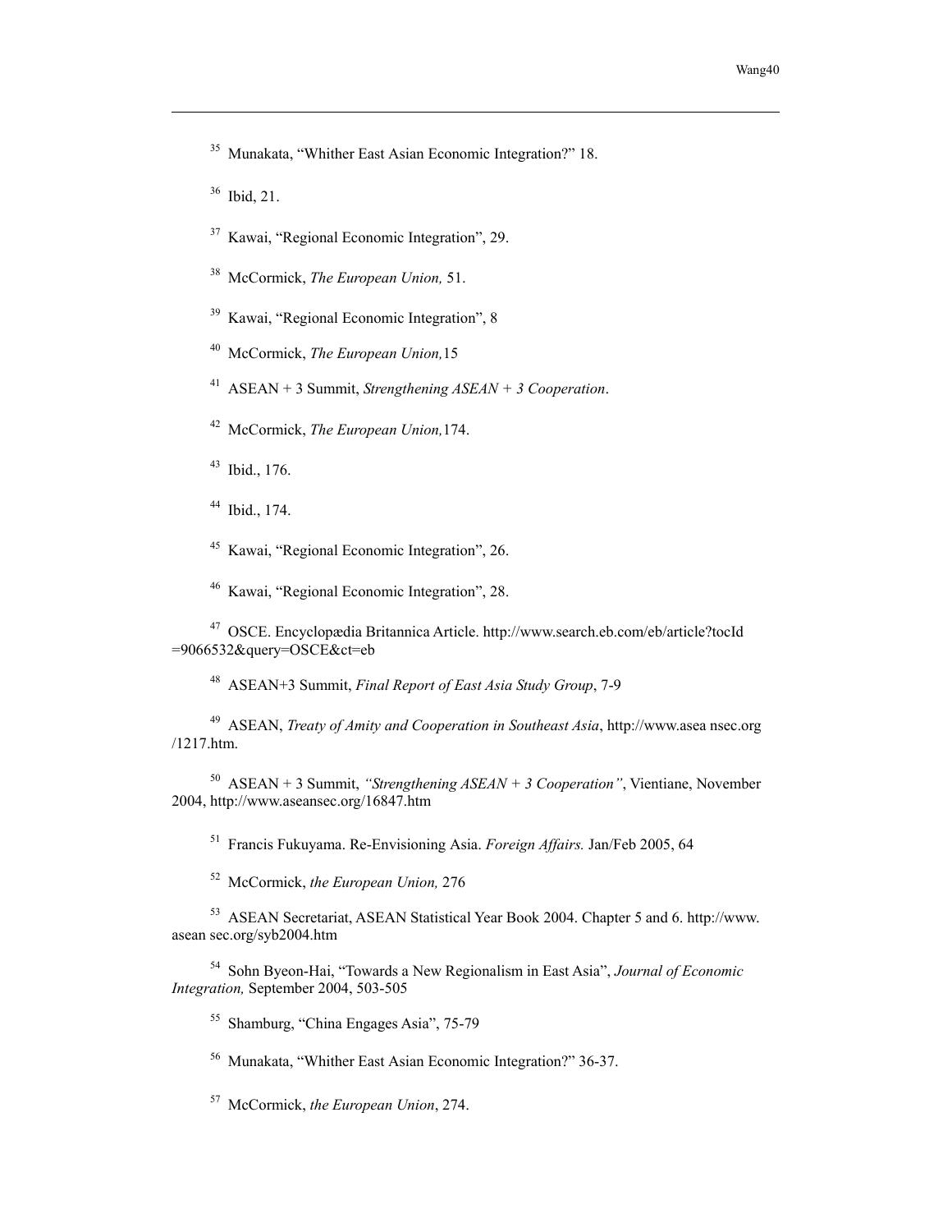[35] Munakata, "Whither East Asian Economic Integration?" 18.

[36] Ibid, 21.

[37] Kawai, "Regional Economic Integration", 29.

[38] McCormick, *The European Union,* 51.

[39] Kawai, "Regional Economic Integration", 8

[40] McCormick, *The European Union,*15

[41] ASEAN + 3 Summit, *Strengthening ASEAN + 3 Cooperation*.

[42] McCormick, *The European Union,*174.

[43] Ibid., 176.

[44] Ibid., 174.

[45] Kawai, "Regional Economic Integration", 26.

[46] Kawai, "Regional Economic Integration", 28.

[47] OSCE. Encyclopædia Britannica Article. http://www.search.eb.com/eb/article?tocId =9066532&query=OSCE&ct=eb

[48] ASEAN+3 Summit, *Final Report of East Asia Study Group*, 7-9

[49] ASEAN, *Treaty of Amity and Cooperation in Southeast Asia*, http://www.asea nsec.org /1217.htm.

[50] ASEAN + 3 Summit, *"Strengthening ASEAN + 3 Cooperation"*, Vientiane, November 2004, http://www.aseansec.org/16847.htm

[51] Francis Fukuyama. Re-Envisioning Asia. *Foreign Affairs.* Jan/Feb 2005, 64

[52] McCormick, *the European Union,* 276

[53] ASEAN Secretariat, ASEAN Statistical Year Book 2004. Chapter 5 and 6. http://www. asean sec.org/syb2004.htm

[54] Sohn Byeon-Hai, "Towards a New Regionalism in East Asia", *Journal of Economic Integration,* September 2004, 503-505

[55] Shamburg, "China Engages Asia", 75-79

[56] Munakata, "Whither East Asian Economic Integration?" 36-37.

[57] McCormick, *the European Union*, 274.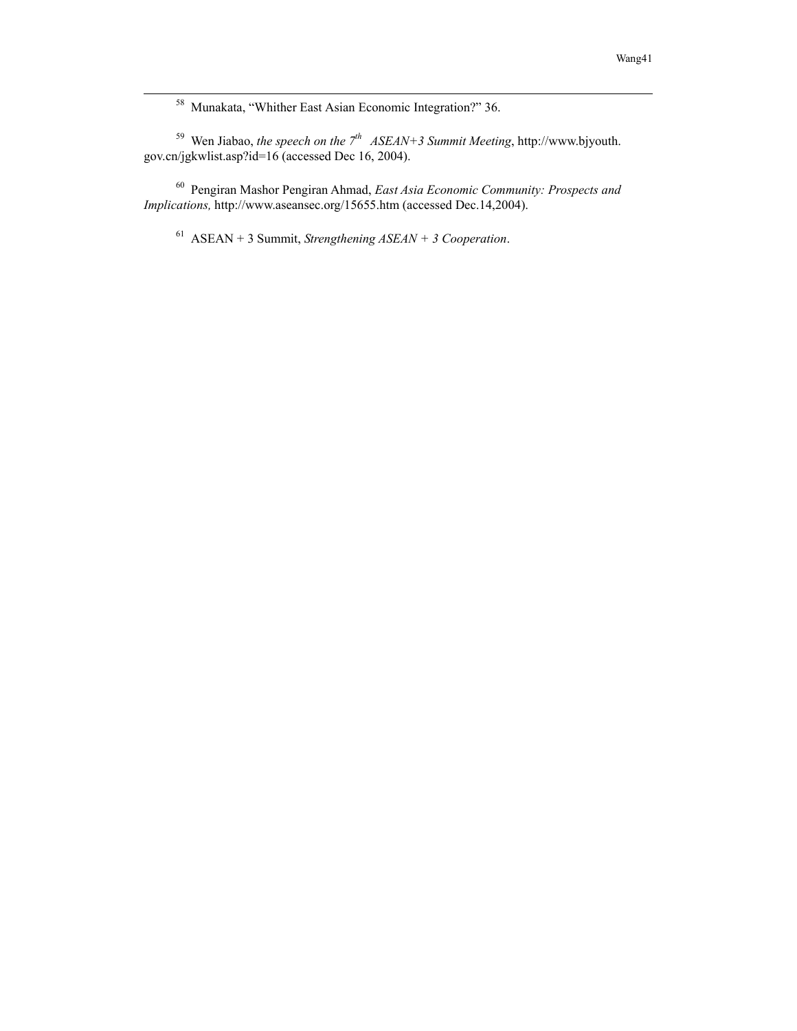[58] Munakata, "Whither East Asian Economic Integration?" 36.

[59] Wen Jiabao, *the speech on the 7th ASEAN+3 Summit Meeting*, http://www.bjyouth.gov.cn/jgkwlist.asp?id=16 (accessed Dec 16, 2004).

[60] Pengiran Mashor Pengiran Ahmad, *East Asia Economic Community: Prospects and Implications,* http://www.aseansec.org/15655.htm (accessed Dec.14,2004).

[61] ASEAN + 3 Summit, *Strengthening ASEAN + 3 Cooperation*.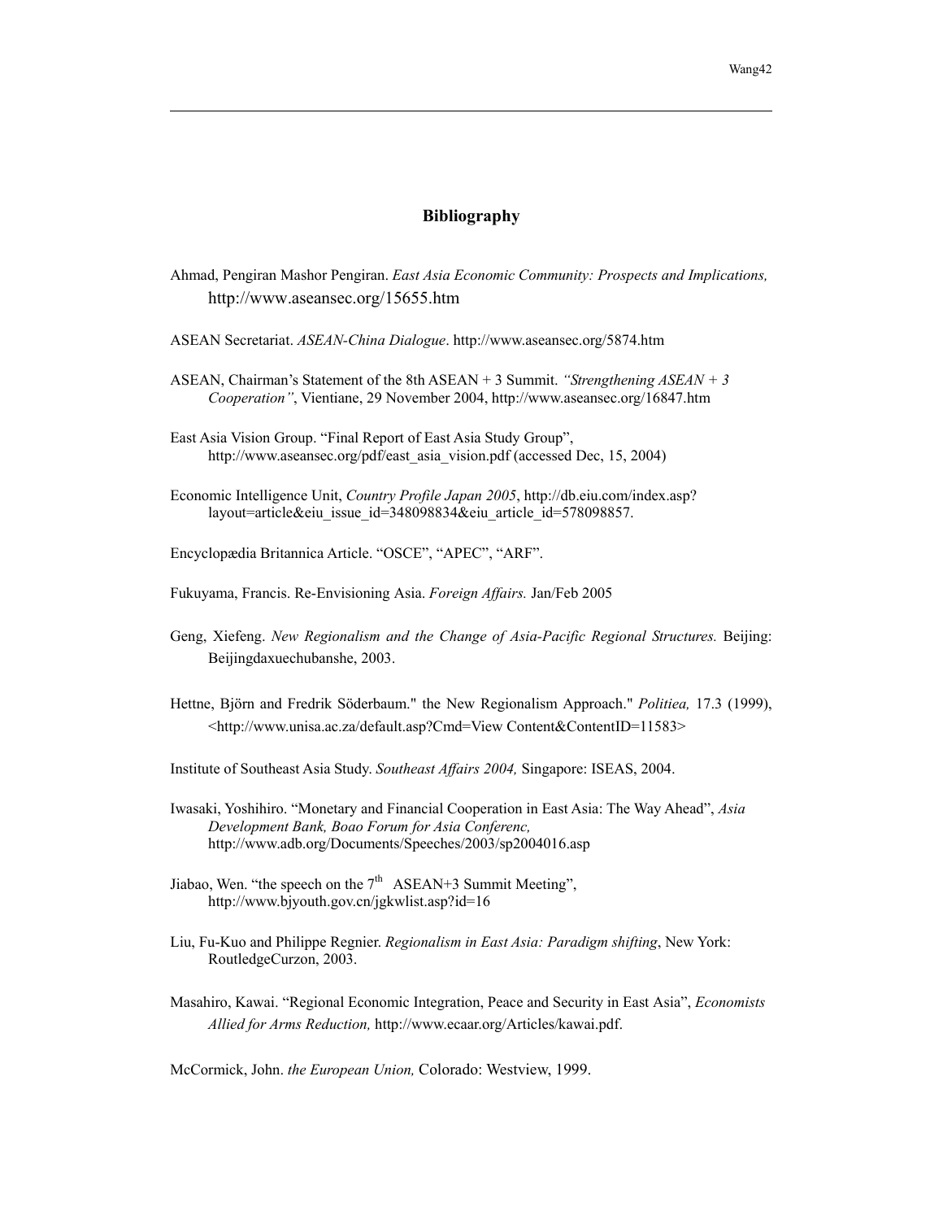## Bibliography

Ahmad, Pengiran Mashor Pengiran. *East Asia Economic Community: Prospects and Implications,* http://www.aseansec.org/15655.htm

ASEAN Secretariat. *ASEAN-China Dialogue*. http://www.aseansec.org/5874.htm

ASEAN, Chairman's Statement of the 8th ASEAN + 3 Summit. *"Strengthening ASEAN + 3 Cooperation"*, Vientiane, 29 November 2004, http://www.aseansec.org/16847.htm

East Asia Vision Group. "Final Report of East Asia Study Group", http://www.aseansec.org/pdf/east_asia_vision.pdf (accessed Dec, 15, 2004)

Economic Intelligence Unit, *Country Profile Japan 2005*, http://db.eiu.com/index.asp?layout=article&eiu_issue_id=348098834&eiu_article_id=578098857.

Encyclopædia Britannica Article. "OSCE", "APEC", "ARF".

Fukuyama, Francis. Re-Envisioning Asia. *Foreign Affairs.* Jan/Feb 2005

Geng, Xiefeng. *New Regionalism and the Change of Asia-Pacific Regional Structures.* Beijing: Beijingdaxuechubanshe, 2003.

Hettne, Björn and Fredrik Söderbaum." the New Regionalism Approach." *Politiea,* 17.3 (1999), <http://www.unisa.ac.za/default.asp?Cmd=View Content&ContentID=11583>

Institute of Southeast Asia Study. *Southeast Affairs 2004,* Singapore: ISEAS, 2004.

Iwasaki, Yoshihiro. "Monetary and Financial Cooperation in East Asia: The Way Ahead", *Asia Development Bank, Boao Forum for Asia Conferenc,* http://www.adb.org/Documents/Speeches/2003/sp2004016.asp

Jiabao, Wen. "the speech on the 7th ASEAN+3 Summit Meeting", http://www.bjyouth.gov.cn/jgkwlist.asp?id=16

Liu, Fu-Kuo and Philippe Regnier. *Regionalism in East Asia: Paradigm shifting*, New York: RoutledgeCurzon, 2003.

Masahiro, Kawai. "Regional Economic Integration, Peace and Security in East Asia", *Economists Allied for Arms Reduction,* http://www.ecaar.org/Articles/kawai.pdf.

McCormick, John. *the European Union,* Colorado: Westview, 1999.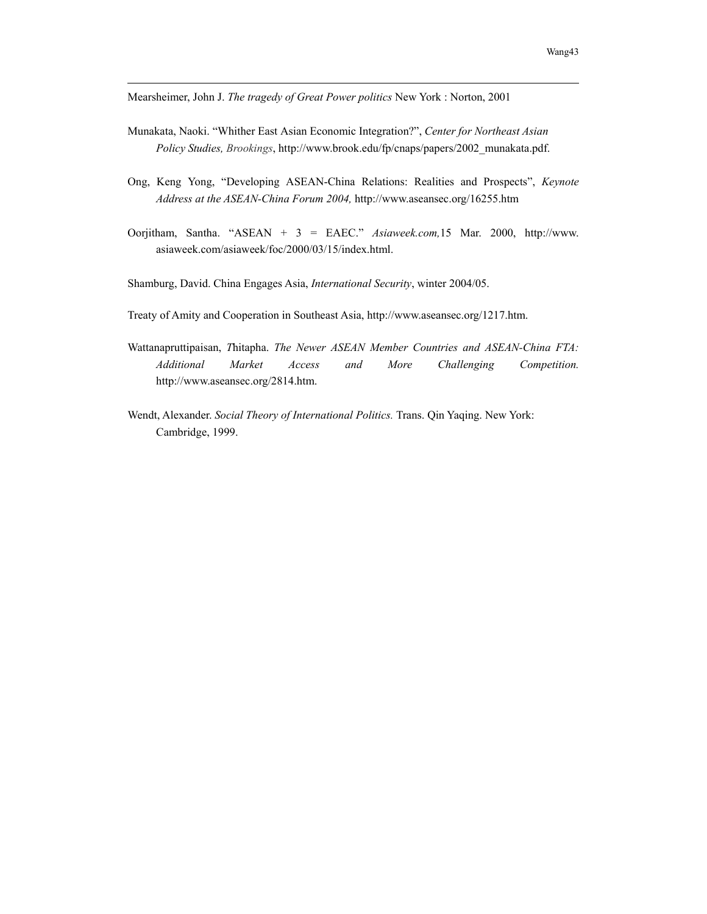Mearsheimer, John J. *The tragedy of Great Power politics* New York : Norton, 2001

Munakata, Naoki. "Whither East Asian Economic Integration?", *Center for Northeast Asian Policy Studies, Brookings*, http://www.brook.edu/fp/cnaps/papers/2002_munakata.pdf.

Ong, Keng Yong, "Developing ASEAN-China Relations: Realities and Prospects", *Keynote Address at the ASEAN-China Forum 2004,* http://www.aseansec.org/16255.htm

Oorjitham, Santha. "ASEAN + 3 = EAEC." *Asiaweek.com,*15 Mar. 2000, http://www.asiaweek.com/asiaweek/foc/2000/03/15/index.html.

Shamburg, David. China Engages Asia, *International Security*, winter 2004/05.

Treaty of Amity and Cooperation in Southeast Asia, http://www.aseansec.org/1217.htm.

Wattanapruttipaisan, *T*hitapha. *The Newer ASEAN Member Countries and ASEAN-China FTA: Additional Market Access and More Challenging Competition.* http://www.aseansec.org/2814.htm.

Wendt, Alexander. *Social Theory of International Politics.* Trans. Qin Yaqing. New York: Cambridge, 1999.